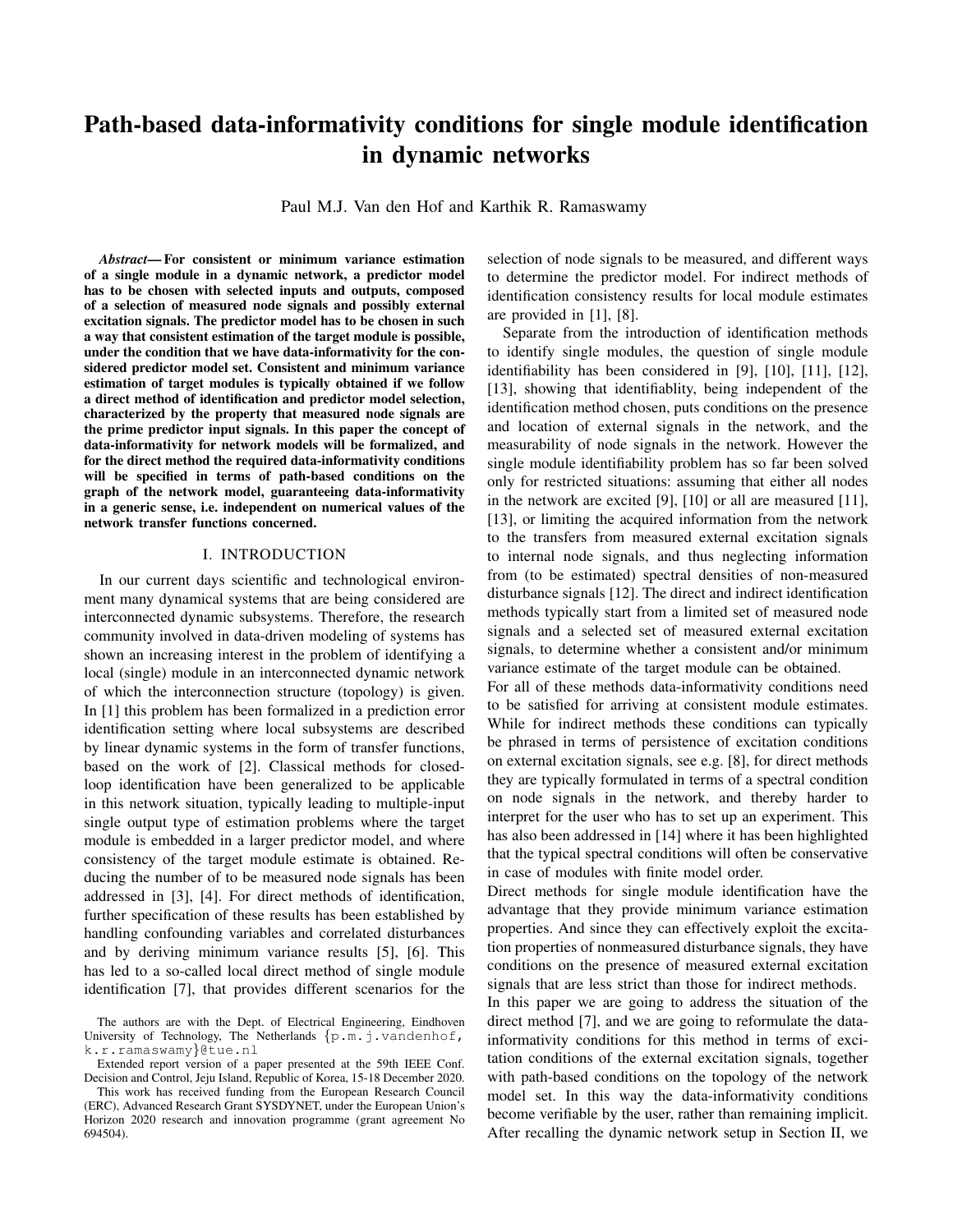# Path-based data-informativity conditions for single module identification in dynamic networks

Paul M.J. Van den Hof and Karthik R. Ramaswamy

***Abstract*— For consistent or minimum variance estimation of a single module in a dynamic network, a predictor model has to be chosen with selected inputs and outputs, composed of a selection of measured node signals and possibly external excitation signals. The predictor model has to be chosen in such a way that consistent estimation of the target module is possible, under the condition that we have data-informativity for the considered predictor model set. Consistent and minimum variance estimation of target modules is typically obtained if we follow a direct method of identification and predictor model selection, characterized by the property that measured node signals are the prime predictor input signals. In this paper the concept of data-informativity for network models will be formalized, and for the direct method the required data-informativity conditions will be specified in terms of path-based conditions on the graph of the network model, guaranteeing data-informativity in a generic sense, i.e. independent on numerical values of the network transfer functions concerned.**

## I. INTRODUCTION

In our current days scientific and technological environment many dynamical systems that are being considered are interconnected dynamic subsystems. Therefore, the research community involved in data-driven modeling of systems has shown an increasing interest in the problem of identifying a local (single) module in an interconnected dynamic network of which the interconnection structure (topology) is given. In [1] this problem has been formalized in a prediction error identification setting where local subsystems are described by linear dynamic systems in the form of transfer functions, based on the work of [2]. Classical methods for closed-loop identification have been generalized to be applicable in this network situation, typically leading to multiple-input single output type of estimation problems where the target module is embedded in a larger predictor model, and where consistency of the target module estimate is obtained. Reducing the number of to be measured node signals has been addressed in [3], [4]. For direct methods of identification, further specification of these results has been established by handling confounding variables and correlated disturbances and by deriving minimum variance results [5], [6]. This has led to a so-called local direct method of single module identification [7], that provides different scenarios for the selection of node signals to be measured, and different ways to determine the predictor model. For indirect methods of identification consistency results for local module estimates are provided in [1], [8].

Separate from the introduction of identification methods to identify single modules, the question of single module identifiability has been considered in [9], [10], [11], [12], [13], showing that identifiablity, being independent of the identification method chosen, puts conditions on the presence and location of external signals in the network, and the measurability of node signals in the network. However the single module identifiability problem has so far been solved only for restricted situations: assuming that either all nodes in the network are excited [9], [10] or all are measured [11], [13], or limiting the acquired information from the network to the transfers from measured external excitation signals to internal node signals, and thus neglecting information from (to be estimated) spectral densities of non-measured disturbance signals [12]. The direct and indirect identification methods typically start from a limited set of measured node signals and a selected set of measured external excitation signals, to determine whether a consistent and/or minimum variance estimate of the target module can be obtained.

For all of these methods data-informativity conditions need to be satisfied for arriving at consistent module estimates. While for indirect methods these conditions can typically be phrased in terms of persistence of excitation conditions on external excitation signals, see e.g. [8], for direct methods they are typically formulated in terms of a spectral condition on node signals in the network, and thereby harder to interpret for the user who has to set up an experiment. This has also been addressed in [14] where it has been highlighted that the typical spectral conditions will often be conservative in case of modules with finite model order.

Direct methods for single module identification have the advantage that they provide minimum variance estimation properties. And since they can effectively exploit the excitation properties of nonmeasured disturbance signals, they have conditions on the presence of measured external excitation signals that are less strict than those for indirect methods.

In this paper we are going to address the situation of the direct method [7], and we are going to reformulate the data-informativity conditions for this method in terms of excitation conditions of the external excitation signals, together with path-based conditions on the topology of the network model set. In this way the data-informativity conditions become verifiable by the user, rather than remaining implicit. After recalling the dynamic network setup in Section II, we

The authors are with the Dept. of Electrical Engineering, Eindhoven University of Technology, The Netherlands {p.m.j.vandenhof, k.r.ramaswamy}@tue.nl

Extended report version of a paper presented at the 59th IEEE Conf. Decision and Control, Jeju Island, Republic of Korea, 15-18 December 2020.

This work has received funding from the European Research Council (ERC), Advanced Research Grant SYSDYNET, under the European Union's Horizon 2020 research and innovation programme (grant agreement No 694504).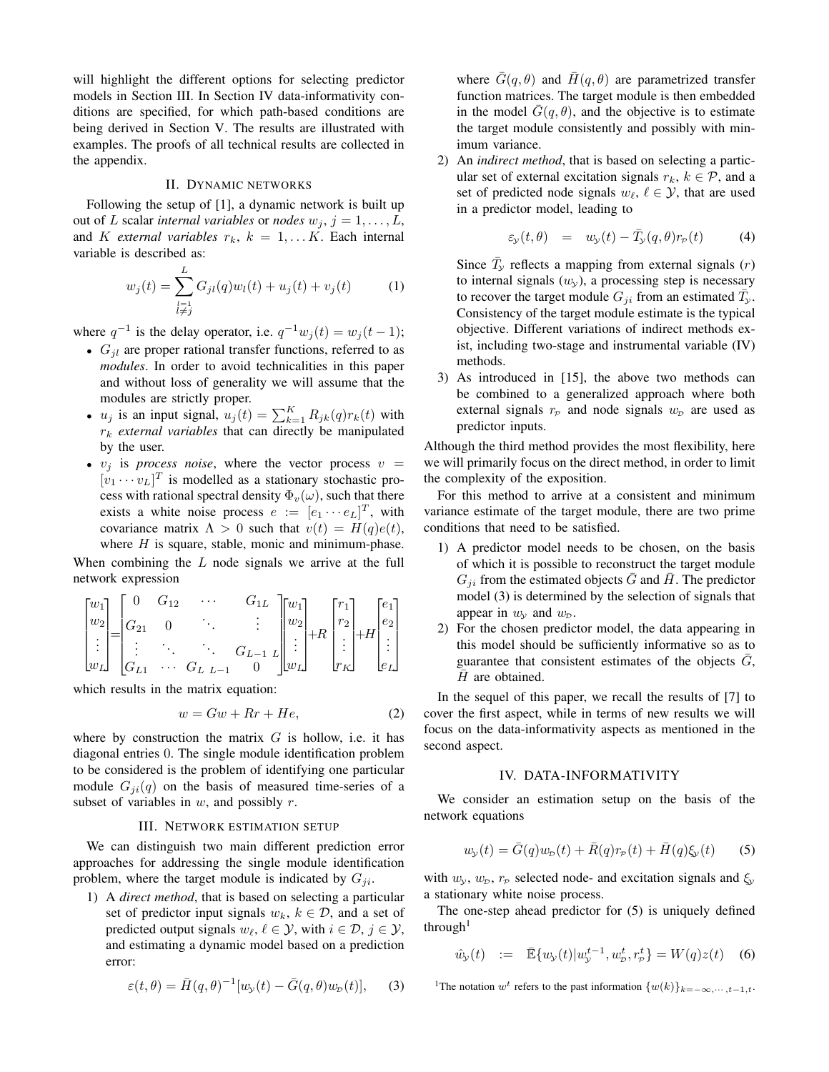will highlight the different options for selecting predictor models in Section III. In Section IV data-informativity conditions are specified, for which path-based conditions are being derived in Section V. The results are illustrated with examples. The proofs of all technical results are collected in the appendix.

## II. Dynamic networks

Following the setup of [1], a dynamic network is built up out of $L$ scalar *internal variables* or *nodes* $w_j$, $j = 1, \ldots, L$, and $K$ *external variables* $r_k$, $k = 1, \ldots K$. Each internal variable is described as:

$$w_j(t) = \sum_{\substack{l=1 \\ l \neq j}}^{L} G_{jl}(q) w_l(t) + u_j(t) + v_j(t) \tag{1}$$

where $q^{-1}$ is the delay operator, i.e. $q^{-1} w_j(t) = w_j(t-1)$;

- $G_{jl}$ are proper rational transfer functions, referred to as *modules*. In order to avoid technicalities in this paper and without loss of generality we will assume that the modules are strictly proper.
- $u_j$ is an input signal, $u_j(t) = \sum_{k=1}^{K} R_{jk}(q) r_k(t)$ with $r_k$ *external variables* that can directly be manipulated by the user.
- $v_j$ is *process noise*, where the vector process $v = [v_1 \cdots v_L]^T$ is modelled as a stationary stochastic process with rational spectral density $\Phi_v(\omega)$, such that there exists a white noise process $e := [e_1 \cdots e_L]^T$, with covariance matrix $\Lambda > 0$ such that $v(t) = H(q)e(t)$, where $H$ is square, stable, monic and minimum-phase.

When combining the $L$ node signals we arrive at the full network expression

$$\begin{bmatrix} w_1 \\ w_2 \\ \vdots \\ w_L \end{bmatrix} = \begin{bmatrix} 0 & G_{12} & \cdots & G_{1L} \\ G_{21} & 0 & \ddots & \vdots \\ \vdots & \ddots & \ddots & G_{L-1\ L} \\ G_{L1} & \cdots & G_{L\ L-1} & 0 \end{bmatrix} \begin{bmatrix} w_1 \\ w_2 \\ \vdots \\ w_L \end{bmatrix} + R \begin{bmatrix} r_1 \\ r_2 \\ \vdots \\ r_K \end{bmatrix} + H \begin{bmatrix} e_1 \\ e_2 \\ \vdots \\ e_L \end{bmatrix}$$

which results in the matrix equation:

$$w = Gw + Rr + He, \tag{2}$$

where by construction the matrix $G$ is hollow, i.e. it has diagonal entries 0. The single module identification problem to be considered is the problem of identifying one particular module $G_{ji}(q)$ on the basis of measured time-series of a subset of variables in $w$, and possibly $r$.

## III. Network estimation setup

We can distinguish two main different prediction error approaches for addressing the single module identification problem, where the target module is indicated by $G_{ji}$.

1) A *direct method*, that is based on selecting a particular set of predictor input signals $w_k$, $k \in \mathcal{D}$, and a set of predicted output signals $w_\ell$, $\ell \in \mathcal{Y}$, with $i \in \mathcal{D}$, $j \in \mathcal{Y}$, and estimating a dynamic model based on a prediction error:

$$\varepsilon(t, \theta) = \bar{H}(q, \theta)^{-1} [w_{\mathcal{Y}}(t) - \bar{G}(q, \theta) w_{\mathcal{D}}(t)], \tag{3}$$

where $\bar{G}(q, \theta)$ and $\bar{H}(q, \theta)$ are parametrized transfer function matrices. The target module is then embedded in the model $\bar{G}(q, \theta)$, and the objective is to estimate the target module consistently and possibly with minimum variance.

2) An *indirect method*, that is based on selecting a particular set of external excitation signals $r_k$, $k \in \mathcal{P}$, and a set of predicted node signals $w_\ell$, $\ell \in \mathcal{Y}$, that are used in a predictor model, leading to

$$\varepsilon_{\mathcal{Y}}(t, \theta) \quad = \quad w_{\mathcal{Y}}(t) - \bar{T}_{\mathcal{Y}}(q, \theta) r_{\mathcal{P}}(t) \tag{4}$$

Since $\bar{T}_{\mathcal{Y}}$ reflects a mapping from external signals ($r$) to internal signals ($w_{\mathcal{Y}}$), a processing step is necessary to recover the target module $G_{ji}$ from an estimated $\bar{T}_{\mathcal{Y}}$. Consistency of the target module estimate is the typical objective. Different variations of indirect methods exist, including two-stage and instrumental variable (IV) methods.

3) As introduced in [15], the above two methods can be combined to a generalized approach where both external signals $r_{\mathcal{P}}$ and node signals $w_{\mathcal{D}}$ are used as predictor inputs.

Although the third method provides the most flexibility, here we will primarily focus on the direct method, in order to limit the complexity of the exposition.

For this method to arrive at a consistent and minimum variance estimate of the target module, there are two prime conditions that need to be satisfied.

1) A predictor model needs to be chosen, on the basis of which it is possible to reconstruct the target module $G_{ji}$ from the estimated objects $\bar{G}$ and $\bar{H}$. The predictor model (3) is determined by the selection of signals that appear in $w_{\mathcal{Y}}$ and $w_{\mathcal{D}}$.
2) For the chosen predictor model, the data appearing in this model should be sufficiently informative so as to guarantee that consistent estimates of the objects $\bar{G}$, $\bar{H}$ are obtained.

In the sequel of this paper, we recall the results of [7] to cover the first aspect, while in terms of new results we will focus on the data-informativity aspects as mentioned in the second aspect.

## IV. Data-informativity

We consider an estimation setup on the basis of the network equations

$$w_{\mathcal{Y}}(t) = \bar{G}(q) w_{\mathcal{D}}(t) + \bar{R}(q) r_{\mathcal{P}}(t) + \bar{H}(q) \xi_{\mathcal{Y}}(t) \tag{5}$$

with $w_{\mathcal{Y}}$, $w_{\mathcal{D}}$, $r_{\mathcal{P}}$ selected node- and excitation signals and $\xi_{\mathcal{Y}}$ a stationary white noise process.

The one-step ahead predictor for (5) is uniquely defined through[1]

$$\hat{w}_{\mathcal{Y}}(t) \quad := \quad \bar{\mathbb{E}}\{w_{\mathcal{Y}}(t) | w_{\mathcal{Y}}^{t-1}, w_{\mathcal{D}}^{t}, r_{\mathcal{P}}^{t}\} = W(q) z(t) \tag{6}$$

[1] The notation $w^t$ refers to the past information $\{w(k)\}_{k=-\infty, \cdots, t-1, t}$.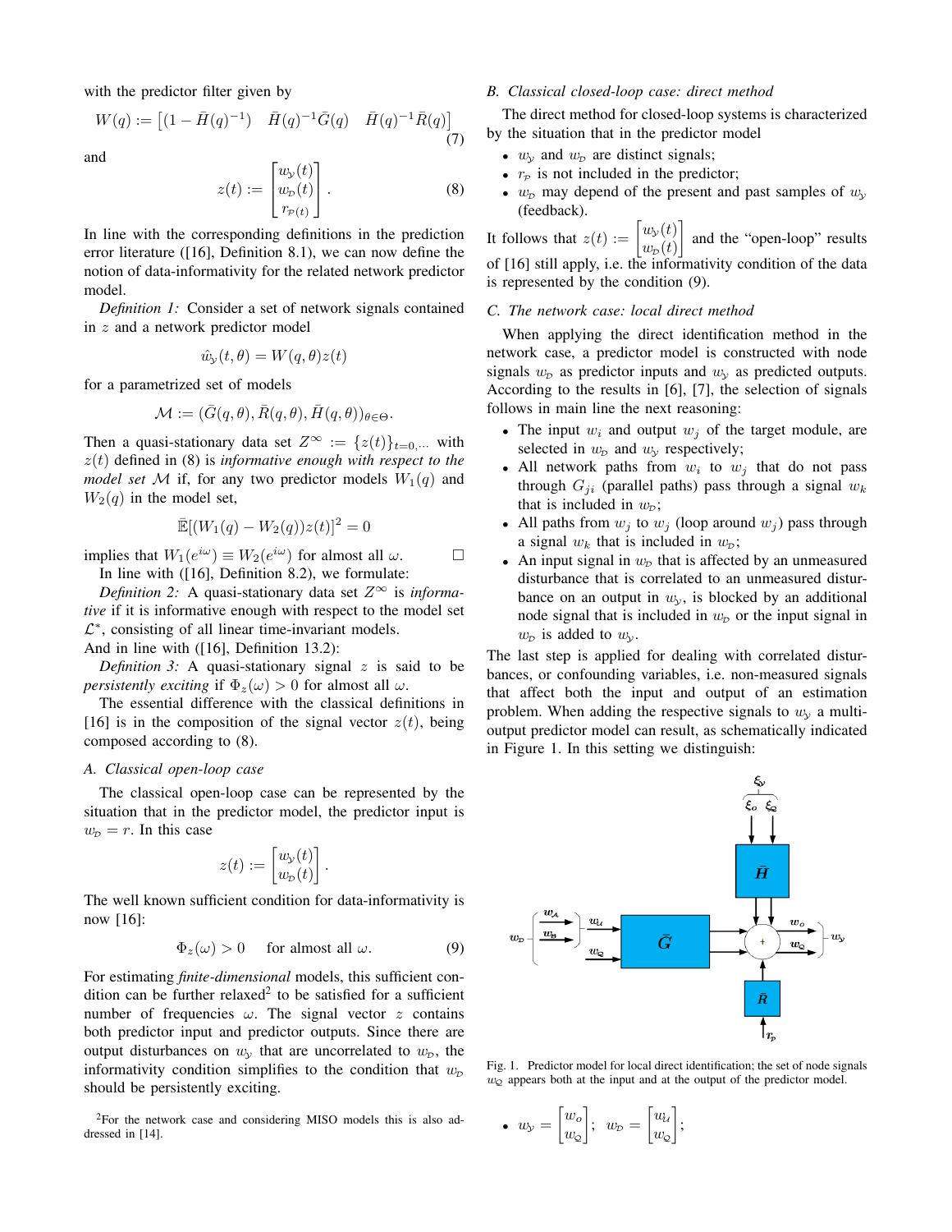with the predictor filter given by

$$W(q) := \begin{bmatrix} (1 - \bar{H}(q)^{-1}) & \bar{H}(q)^{-1}\bar{G}(q) & \bar{H}(q)^{-1}\bar{R}(q) \end{bmatrix} \tag{7}$$

and

$$z(t) := \begin{bmatrix} w_{\mathcal{Y}}(t) \\ w_{\mathcal{D}}(t) \\ r_{\mathcal{P}(t)} \end{bmatrix}. \tag{8}$$

In line with the corresponding definitions in the prediction error literature ([16], Definition 8.1), we can now define the notion of data-informativity for the related network predictor model.

*Definition 1:* Consider a set of network signals contained in $z$ and a network predictor model

$$\hat{w}_{\mathcal{Y}}(t, \theta) = W(q, \theta)z(t)$$

for a parametrized set of models

$$\mathcal{M} := (\bar{G}(q, \theta), \bar{R}(q, \theta), \bar{H}(q, \theta))_{\theta \in \Theta}.$$

Then a quasi-stationary data set $Z^{\infty} := \{z(t)\}_{t=0,\cdots}$ with $z(t)$ defined in (8) is *informative enough with respect to the model set* $\mathcal{M}$ if, for any two predictor models $W_1(q)$ and $W_2(q)$ in the model set,

$$\bar{\mathbb{E}}[(W_1(q) - W_2(q))z(t)]^2 = 0$$

implies that $W_1(e^{i\omega}) \equiv W_2(e^{i\omega})$ for almost all $\omega$. □

In line with ([16], Definition 8.2), we formulate:

*Definition 2:* A quasi-stationary data set $Z^{\infty}$ is *informative* if it is informative enough with respect to the model set $\mathcal{L}^*$, consisting of all linear time-invariant models.

And in line with ([16], Definition 13.2):

*Definition 3:* A quasi-stationary signal $z$ is said to be *persistently exciting* if $\Phi_z(\omega) > 0$ for almost all $\omega$.

The essential difference with the classical definitions in [16] is in the composition of the signal vector $z(t)$, being composed according to (8).

## A. Classical open-loop case

The classical open-loop case can be represented by the situation that in the predictor model, the predictor input is $w_{\mathcal{D}} = r$. In this case

$$z(t) := \begin{bmatrix} w_{\mathcal{Y}}(t) \\ w_{\mathcal{D}}(t) \end{bmatrix}.$$

The well known sufficient condition for data-informativity is now [16]:

$$\Phi_z(\omega) > 0 \quad \text{for almost all } \omega. \tag{9}$$

For estimating *finite-dimensional* models, this sufficient condition can be further relaxed[2] to be satisfied for a sufficient number of frequencies $\omega$. The signal vector $z$ contains both predictor input and predictor outputs. Since there are output disturbances on $w_{\mathcal{Y}}$ that are uncorrelated to $w_{\mathcal{D}}$, the informativity condition simplifies to the condition that $w_{\mathcal{D}}$ should be persistently exciting.

[2]For the network case and considering MISO models this is also addressed in [14].

## B. Classical closed-loop case: direct method

The direct method for closed-loop systems is characterized by the situation that in the predictor model

- $w_{\mathcal{Y}}$ and $w_{\mathcal{D}}$ are distinct signals;
- $r_{\mathcal{P}}$ is not included in the predictor;
- $w_{\mathcal{D}}$ may depend of the present and past samples of $w_{\mathcal{Y}}$ (feedback).

It follows that $z(t) := \begin{bmatrix} w_{\mathcal{Y}}(t) \\ w_{\mathcal{D}}(t) \end{bmatrix}$ and the "open-loop" results of [16] still apply, i.e. the informativity condition of the data is represented by the condition (9).

## C. The network case: local direct method

When applying the direct identification method in the network case, a predictor model is constructed with node signals $w_{\mathcal{D}}$ as predictor inputs and $w_{\mathcal{Y}}$ as predicted outputs. According to the results in [6], [7], the selection of signals follows in main line the next reasoning:

- The input $w_i$ and output $w_j$ of the target module, are selected in $w_{\mathcal{D}}$ and $w_{\mathcal{Y}}$ respectively;
- All network paths from $w_i$ to $w_j$ that do not pass through $G_{ji}$ (parallel paths) pass through a signal $w_k$ that is included in $w_{\mathcal{D}}$;
- All paths from $w_j$ to $w_j$ (loop around $w_j$) pass through a signal $w_k$ that is included in $w_{\mathcal{D}}$;
- An input signal in $w_{\mathcal{D}}$ that is affected by an unmeasured disturbance that is correlated to an unmeasured disturbance on an output in $w_{\mathcal{Y}}$, is blocked by an additional node signal that is included in $w_{\mathcal{D}}$ or the input signal in $w_{\mathcal{D}}$ is added to $w_{\mathcal{Y}}$.

The last step is applied for dealing with correlated disturbances, or confounding variables, i.e. non-measured signals that affect both the input and output of an estimation problem. When adding the respective signals to $w_{\mathcal{Y}}$ a multi-output predictor model can result, as schematically indicated in Figure 1. In this setting we distinguish:

Fig. 1. Predictor model for local direct identification; the set of node signals $w_{\mathcal{Q}}$ appears both at the input and at the output of the predictor model.

- $w_{\mathcal{Y}} = \begin{bmatrix} w_o \\ w_{\mathcal{Q}} \end{bmatrix}$; $w_{\mathcal{D}} = \begin{bmatrix} w_{\mathcal{U}} \\ w_{\mathcal{Q}} \end{bmatrix}$;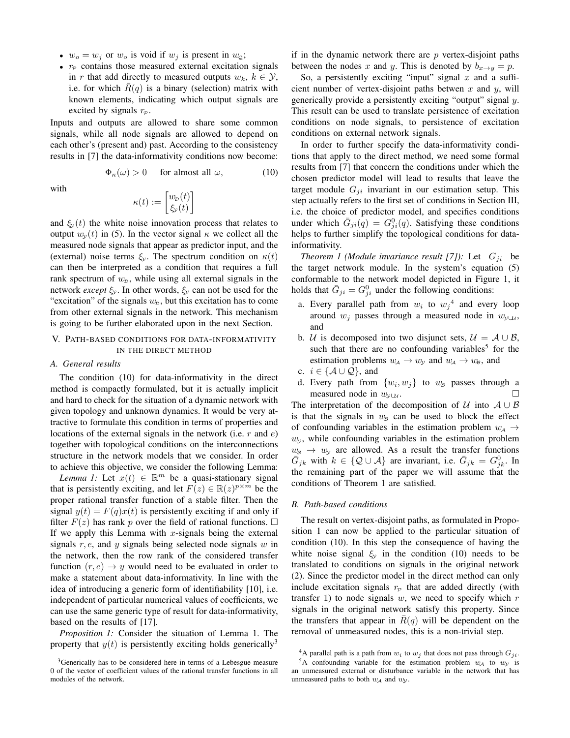- $w_o = w_j$ or $w_o$ is void if $w_j$ is present in $w_{\mathcal{Q}}$;
- $r_{\mathcal{P}}$ contains those measured external excitation signals in $r$ that add directly to measured outputs $w_k$, $k \in \mathcal{Y}$, i.e. for which $\bar{R}(q)$ is a binary (selection) matrix with known elements, indicating which output signals are excited by signals $r_{\mathcal{P}}$.

Inputs and outputs are allowed to share some common signals, while all node signals are allowed to depend on each other's (present and) past. According to the consistency results in [7] the data-informativity conditions now become:

$$\Phi_{\kappa}(\omega) > 0 \quad \text{for almost all } \omega, \tag{10}$$

with

$$\kappa(t) := \begin{bmatrix} w_{\mathcal{D}}(t) \\ \xi_{\mathcal{Y}}(t) \end{bmatrix}$$

and $\xi_{\mathcal{Y}}(t)$ the white noise innovation process that relates to output $w_{\mathcal{Y}}(t)$ in (5). In the vector signal $\kappa$ we collect all the measured node signals that appear as predictor input, and the (external) noise terms $\xi_{\mathcal{Y}}$. The spectrum condition on $\kappa(t)$ can then be interpreted as a condition that requires a full rank spectrum of $w_{\mathcal{D}}$, while using all external signals in the network *except* $\xi_{\mathcal{Y}}$. In other words, $\xi_{\mathcal{Y}}$ can not be used for the "excitation" of the signals $w_{\mathcal{D}}$, but this excitation has to come from other external signals in the network. This mechanism is going to be further elaborated upon in the next Section.

## V. Path-based conditions for data-informativity in the direct method

### A. General results

The condition (10) for data-informativity in the direct method is compactly formulated, but it is actually implicit and hard to check for the situation of a dynamic network with given topology and unknown dynamics. It would be very attractive to formulate this condition in terms of properties and locations of the external signals in the network (i.e. $r$ and $e$) together with topological conditions on the interconnections structure in the network models that we consider. In order to achieve this objective, we consider the following Lemma:

*Lemma 1:* Let $x(t) \in \mathbb{R}^m$ be a quasi-stationary signal that is persistently exciting, and let $F(z) \in \mathbb{R}(z)^{p \times m}$ be the proper rational transfer function of a stable filter. Then the signal $y(t) = F(q)x(t)$ is persistently exciting if and only if filter $F(z)$ has rank $p$ over the field of rational functions. $\square$

If we apply this Lemma with $x$-signals being the external signals $r, e$, and $y$ signals being selected node signals $w$ in the network, then the row rank of the considered transfer function $(r, e) \rightarrow y$ would need to be evaluated in order to make a statement about data-informativity. In line with the idea of introducing a generic form of identifiability [10], i.e. independent of particular numerical values of coefficients, we can use the same generic type of result for data-informativity, based on the results of [17].

*Proposition 1:* Consider the situation of Lemma 1. The property that $y(t)$ is persistently exciting holds generically[3] if in the dynamic network there are $p$ vertex-disjoint paths between the nodes $x$ and $y$. This is denoted by $b_{x \rightarrow y} = p$.

So, a persistently exciting "input" signal $x$ and a sufficient number of vertex-disjoint paths betwen $x$ and $y$, will generically provide a persistently exciting "output" signal $y$. This result can be used to translate persistence of excitation conditions on node signals, to persistence of excitation conditions on external network signals.

In order to further specify the data-informativity conditions that apply to the direct method, we need some formal results from [7] that concern the conditions under which the chosen predictor model will lead to results that leave the target module $G_{ji}$ invariant in our estimation setup. This step actually refers to the first set of conditions in Section III, i.e. the choice of predictor model, and specifies conditions under which $\bar{G}_{ji}(q) = G^0_{ji}(q)$. Satisfying these conditions helps to further simplify the topological conditions for data-informativity.

*Theorem 1 (Module invariance result [7]):* Let $G_{ji}$ be the target network module. In the system's equation (5) conformable to the network model depicted in Figure 1, it holds that $\bar{G}_{ji} = G^0_{ji}$ under the following conditions:

a. Every parallel path from $w_i$ to $w_j$[4] and every loop around $w_j$ passes through a measured node in $w_{\mathcal{Y} \cup \mathcal{U}}$, and
b. $\mathcal{U}$ is decomposed into two disjunct sets, $\mathcal{U} = \mathcal{A} \cup \mathcal{B}$, such that there are no confounding variables[5] for the estimation problems $w_{\mathcal{A}} \rightarrow w_{\mathcal{Y}}$ and $w_{\mathcal{A}} \rightarrow w_{\mathcal{B}}$, and
c. $i \in \{\mathcal{A} \cup \mathcal{Q}\}$, and
d. Every path from $\{w_i, w_j\}$ to $w_{\mathcal{B}}$ passes through a measured node in $w_{\mathcal{Y} \cup \mathcal{U}}$. $\square$

The interpretation of the decomposition of $\mathcal{U}$ into $\mathcal{A} \cup \mathcal{B}$ is that the signals in $w_{\mathcal{B}}$ can be used to block the effect of confounding variables in the estimation problem $w_{\mathcal{A}} \rightarrow w_{\mathcal{Y}}$, while confounding variables in the estimation problem $w_{\mathcal{B}} \rightarrow w_{\mathcal{Y}}$ are allowed. As a result the transfer functions $\bar{G}_{jk}$ with $k \in \{\mathcal{Q} \cup \mathcal{A}\}$ are invariant, i.e. $\bar{G}_{jk} = G^0_{jk}$. In the remaining part of the paper we will assume that the conditions of Theorem 1 are satisfied.

### B. Path-based conditions

The result on vertex-disjoint paths, as formulated in Proposition 1 can now be applied to the particular situation of condition (10). In this step the consequence of having the white noise signal $\xi_{\mathcal{Y}}$ in the condition (10) needs to be translated to conditions on signals in the original network (2). Since the predictor model in the direct method can only include excitation signals $r_{\mathcal{P}}$ that are added directly (with transfer 1) to node signals $w$, we need to specify which $r$ signals in the original network satisfy this property. Since the transfers that appear in $\bar{R}(q)$ will be dependent on the removal of unmeasured nodes, this is a non-trivial step.

[3] Generically has to be considered here in terms of a Lebesgue measure 0 of the vector of coefficient values of the rational transfer functions in all modules of the network.

[4] A parallel path is a path from $w_i$ to $w_j$ that does not pass through $G_{ji}$.

[5] A confounding variable for the estimation problem $w_{\mathcal{A}}$ to $w_{\mathcal{Y}}$ is an unmeasured external or disturbance variable in the network that has unmeasured paths to both $w_{\mathcal{A}}$ and $w_{\mathcal{Y}}$.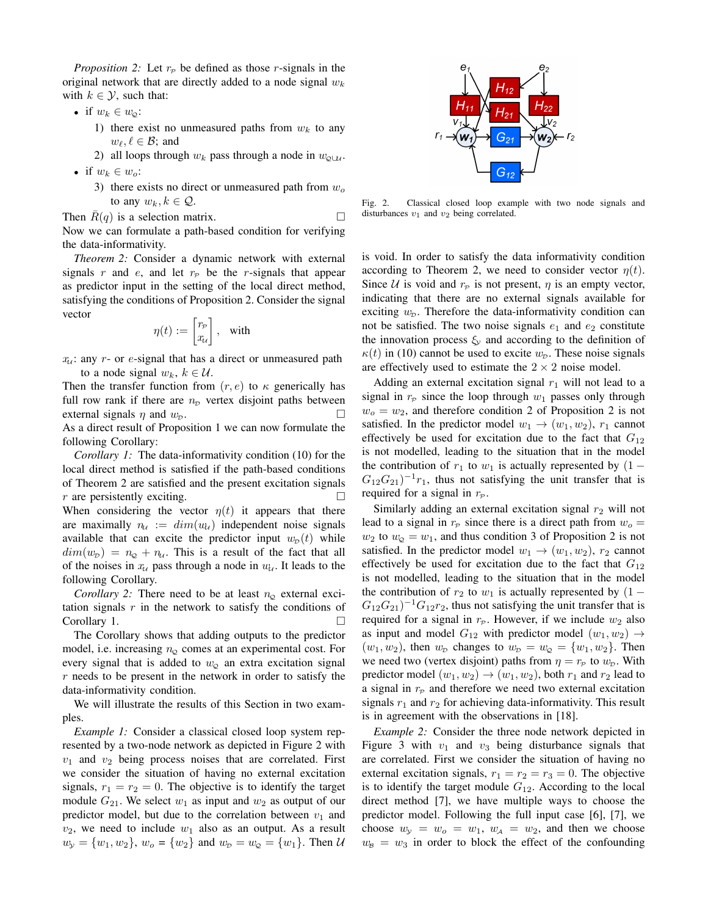*Proposition 2:* Let $r_{\mathcal{P}}$ be defined as those $r$-signals in the original network that are directly added to a node signal $w_k$ with $k \in \mathcal{Y}$, such that:

- if $w_k \in w_{\mathcal{Q}}$:
  1) there exist no unmeasured paths from $w_k$ to any $w_\ell, \ell \in \mathcal{B}$; and
  2) all loops through $w_k$ pass through a node in $w_{\mathcal{Q}\cup\mathcal{U}}$.
- if $w_k \in w_o$:
  3) there exists no direct or unmeasured path from $w_o$ to any $w_k, k \in \mathcal{Q}$.

Then $\bar{R}(q)$ is a selection matrix. □

Now we can formulate a path-based condition for verifying the data-informativity.

*Theorem 2:* Consider a dynamic network with external signals $r$ and $e$, and let $r_{\mathcal{P}}$ be the $r$-signals that appear as predictor input in the setting of the local direct method, satisfying the conditions of Proposition 2. Consider the signal vector

$$\eta(t) := \begin{bmatrix} r_{\mathcal{P}} \\ x_{\mathcal{U}} \end{bmatrix}, \quad \text{with}$$

$x_{\mathcal{U}}$: any $r$- or $e$-signal that has a direct or unmeasured path to a node signal $w_k$, $k \in \mathcal{U}$.

Then the transfer function from $(r,e)$ to $\kappa$ generically has full row rank if there are $n_{\mathcal{D}}$ vertex disjoint paths between external signals $\eta$ and $w_{\mathcal{D}}$. □

As a direct result of Proposition 1 we can now formulate the following Corollary:

*Corollary 1:* The data-informativity condition (10) for the local direct method is satisfied if the path-based conditions of Theorem 2 are satisfied and the present excitation signals $r$ are persistently exciting. □

When considering the vector $\eta(t)$ it appears that there are maximally $n_{\mathcal{U}} := dim(u_{\mathcal{U}})$ independent noise signals available that can excite the predictor input $w_{\mathcal{D}}(t)$ while $dim(w_{\mathcal{D}}) = n_{\mathcal{Q}} + n_{\mathcal{U}}$. This is a result of the fact that all of the noises in $x_{\mathcal{U}}$ pass through a node in $u_{\mathcal{U}}$. It leads to the following Corollary.

*Corollary 2:* There need to be at least $n_{\mathcal{Q}}$ external excitation signals $r$ in the network to satisfy the conditions of Corollary 1. □

The Corollary shows that adding outputs to the predictor model, i.e. increasing $n_{\mathcal{Q}}$ comes at an experimental cost. For every signal that is added to $w_{\mathcal{Q}}$ an extra excitation signal $r$ needs to be present in the network in order to satisfy the data-informativity condition.

We will illustrate the results of this Section in two examples.

*Example 1:* Consider a classical closed loop system represented by a two-node network as depicted in Figure 2 with $v_1$ and $v_2$ being process noises that are correlated. First we consider the situation of having no external excitation signals, $r_1 = r_2 = 0$. The objective is to identify the target module $G_{21}$. We select $w_1$ as input and $w_2$ as output of our predictor model, but due to the correlation between $v_1$ and $v_2$, we need to include $w_1$ also as an output. As a result $w_{\mathcal{Y}} = \{w_1, w_2\}$, $w_o = \{w_2\}$ and $w_{\mathcal{D}} = w_{\mathcal{Q}} = \{w_1\}$. Then $\mathcal{U}$ is void. In order to satisfy the data informativity condition according to Theorem 2, we need to consider vector $\eta(t)$. Since $\mathcal{U}$ is void and $r_{\mathcal{P}}$ is not present, $\eta$ is an empty vector, indicating that there are no external signals available for exciting $w_{\mathcal{D}}$. Therefore the data-informativity condition can not be satisfied. The two noise signals $e_1$ and $e_2$ constitute the innovation process $\xi_{\mathcal{Y}}$ and according to the definition of $\kappa(t)$ in (10) cannot be used to excite $w_{\mathcal{D}}$. These noise signals are effectively used to estimate the $2 \times 2$ noise model.

Fig. 2. Classical closed loop example with two node signals and disturbances $v_1$ and $v_2$ being correlated.

Adding an external excitation signal $r_1$ will not lead to a signal in $r_{\mathcal{P}}$ since the loop through $w_1$ passes only through $w_o = w_2$, and therefore condition 2 of Proposition 2 is not satisfied. In the predictor model $w_1 \to (w_1, w_2)$, $r_1$ cannot effectively be used for excitation due to the fact that $G_{12}$ is not modelled, leading to the situation that in the model the contribution of $r_1$ to $w_1$ is actually represented by $(1 - G_{12}G_{21})^{-1}r_1$, thus not satisfying the unit transfer that is required for a signal in $r_{\mathcal{P}}$.

Similarly adding an external excitation signal $r_2$ will not lead to a signal in $r_{\mathcal{P}}$ since there is a direct path from $w_o = w_2$ to $w_{\mathcal{Q}} = w_1$, and thus condition 3 of Proposition 2 is not satisfied. In the predictor model $w_1 \to (w_1, w_2)$, $r_2$ cannot effectively be used for excitation due to the fact that $G_{12}$ is not modelled, leading to the situation that in the model the contribution of $r_2$ to $w_1$ is actually represented by $(1 - G_{12}G_{21})^{-1}G_{12}r_2$, thus not satisfying the unit transfer that is required for a signal in $r_{\mathcal{P}}$. However, if we include $w_2$ also as input and model $G_{12}$ with predictor model $(w_1, w_2) \to (w_1, w_2)$, then $w_{\mathcal{D}}$ changes to $w_{\mathcal{D}} = w_{\mathcal{Q}} = \{w_1, w_2\}$. Then we need two (vertex disjoint) paths from $\eta = r_{\mathcal{P}}$ to $w_{\mathcal{D}}$. With predictor model $(w_1, w_2) \to (w_1, w_2)$, both $r_1$ and $r_2$ lead to a signal in $r_{\mathcal{P}}$ and therefore we need two external excitation signals $r_1$ and $r_2$ for achieving data-informativity. This result is in agreement with the observations in [18].

*Example 2:* Consider the three node network depicted in Figure 3 with $v_1$ and $v_3$ being disturbance signals that are correlated. First we consider the situation of having no external excitation signals, $r_1 = r_2 = r_3 = 0$. The objective is to identify the target module $G_{12}$. According to the local direct method [7], we have multiple ways to choose the predictor model. Following the full input case [6], [7], we choose $w_{\mathcal{Y}} = w_o = w_1$, $w_{\mathcal{A}} = w_2$, and then we choose $w_{\mathcal{B}} = w_3$ in order to block the effect of the confounding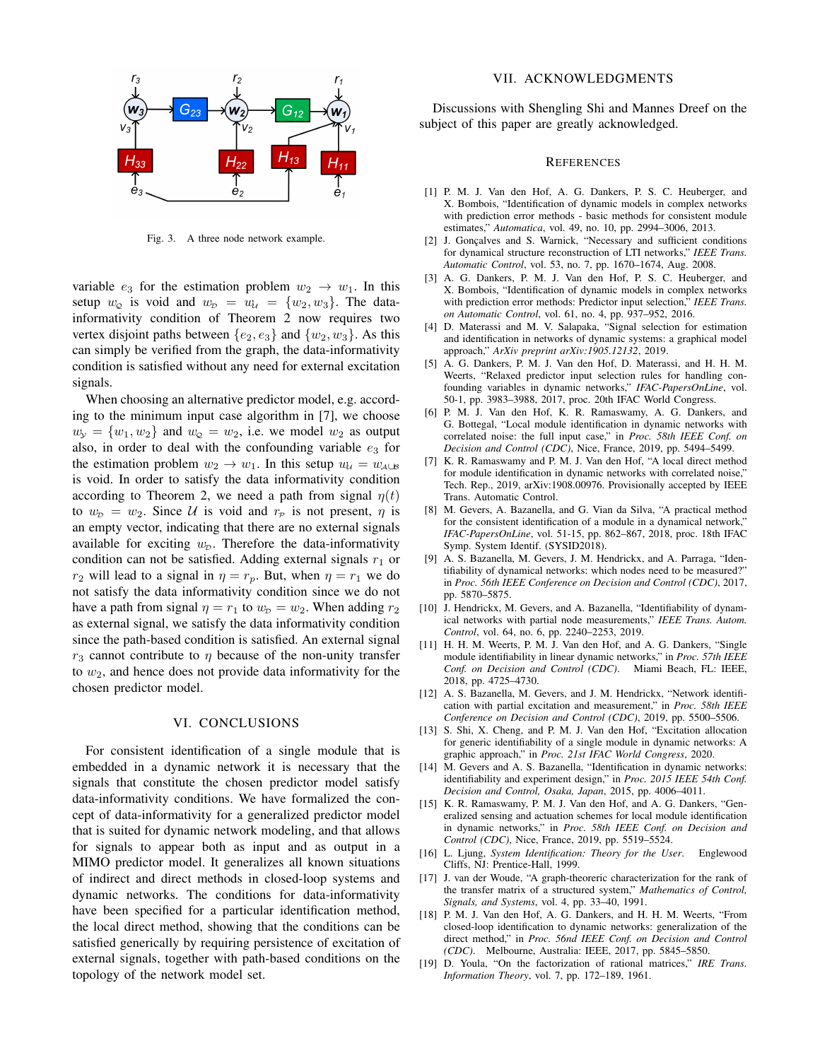Fig. 3. A three node network example.

variable $e_3$ for the estimation problem $w_2 \to w_1$. In this setup $w_\mathcal{Q}$ is void and $w_\mathcal{D} = u_\mathcal{U} = \{w_2, w_3\}$. The data-informativity condition of Theorem 2 now requires two vertex disjoint paths between $\{e_2, e_3\}$ and $\{w_2, w_3\}$. As this can simply be verified from the graph, the data-informativity condition is satisfied without any need for external excitation signals.

When choosing an alternative predictor model, e.g. according to the minimum input case algorithm in [7], we choose $w_\mathcal{Y} = \{w_1, w_2\}$ and $w_\mathcal{Q} = w_2$, i.e. we model $w_2$ as output also, in order to deal with the confounding variable $e_3$ for the estimation problem $w_2 \to w_1$. In this setup $u_\mathcal{U} = w_{\mathcal{A}\cup\mathcal{B}}$ is void. In order to satisfy the data informativity condition according to Theorem 2, we need a path from signal $\eta(t)$ to $w_\mathcal{D} = w_2$. Since $\mathcal{U}$ is void and $r_\mathcal{P}$ is not present, $\eta$ is an empty vector, indicating that there are no external signals available for exciting $w_\mathcal{D}$. Therefore the data-informativity condition can not be satisfied. Adding external signals $r_1$ or $r_2$ will lead to a signal in $\eta = r_p$. But, when $\eta = r_1$ we do not satisfy the data informativity condition since we do not have a path from signal $\eta = r_1$ to $w_\mathcal{D} = w_2$. When adding $r_2$ as external signal, we satisfy the data informativity condition since the path-based condition is satisfied. An external signal $r_3$ cannot contribute to $\eta$ because of the non-unity transfer to $w_2$, and hence does not provide data informativity for the chosen predictor model.

## VI. CONCLUSIONS

For consistent identification of a single module that is embedded in a dynamic network it is necessary that the signals that constitute the chosen predictor model satisfy data-informativity conditions. We have formalized the concept of data-informativity for a generalized predictor model that is suited for dynamic network modeling, and that allows for signals to appear both as input and as output in a MIMO predictor model. It generalizes all known situations of indirect and direct methods in closed-loop systems and dynamic networks. The conditions for data-informativity have been specified for a particular identification method, the local direct method, showing that the conditions can be satisfied generically by requiring persistence of excitation of external signals, together with path-based conditions on the topology of the network model set.

## VII. ACKNOWLEDGMENTS

Discussions with Shengling Shi and Mannes Dreef on the subject of this paper are greatly acknowledged.

## REFERENCES

[1] P. M. J. Van den Hof, A. G. Dankers, P. S. C. Heuberger, and X. Bombois, "Identification of dynamic models in complex networks with prediction error methods - basic methods for consistent module estimates," *Automatica*, vol. 49, no. 10, pp. 2994–3006, 2013.

[2] J. Gonçalves and S. Warnick, "Necessary and sufficient conditions for dynamical structure reconstruction of LTI networks," *IEEE Trans. Automatic Control*, vol. 53, no. 7, pp. 1670–1674, Aug. 2008.

[3] A. G. Dankers, P. M. J. Van den Hof, P. S. C. Heuberger, and X. Bombois, "Identification of dynamic models in complex networks with prediction error methods: Predictor input selection," *IEEE Trans. on Automatic Control*, vol. 61, no. 4, pp. 937–952, 2016.

[4] D. Materassi and M. V. Salapaka, "Signal selection for estimation and identification in networks of dynamic systems: a graphical model approach," *ArXiv preprint arXiv:1905.12132*, 2019.

[5] A. G. Dankers, P. M. J. Van den Hof, D. Materassi, and H. H. M. Weerts, "Relaxed predictor input selection rules for handling confounding variables in dynamic networks," *IFAC-PapersOnLine*, vol. 50-1, pp. 3983–3988, 2017, proc. 20th IFAC World Congress.

[6] P. M. J. Van den Hof, K. R. Ramaswamy, A. G. Dankers, and G. Bottegal, "Local module identification in dynamic networks with correlated noise: the full input case," in *Proc. 58th IEEE Conf. on Decision and Control (CDC)*, Nice, France, 2019, pp. 5494–5499.

[7] K. R. Ramaswamy and P. M. J. Van den Hof, "A local direct method for module identification in dynamic networks with correlated noise," Tech. Rep., 2019, arXiv:1908.00976. Provisionally accepted by IEEE Trans. Automatic Control.

[8] M. Gevers, A. Bazanella, and G. Vian da Silva, "A practical method for the consistent identification of a module in a dynamical network," *IFAC-PapersOnLine*, vol. 51-15, pp. 862–867, 2018, proc. 18th IFAC Symp. System Identif. (SYSID2018).

[9] A. S. Bazanella, M. Gevers, J. M. Hendrickx, and A. Parraga, "Identifiability of dynamical networks: which nodes need to be measured?" in *Proc. 56th IEEE Conference on Decision and Control (CDC)*, 2017, pp. 5870–5875.

[10] J. Hendrickx, M. Gevers, and A. Bazanella, "Identifiability of dynamical networks with partial node measurements," *IEEE Trans. Autom. Control*, vol. 64, no. 6, pp. 2240–2253, 2019.

[11] H. H. M. Weerts, P. M. J. Van den Hof, and A. G. Dankers, "Single module identifiability in linear dynamic networks," in *Proc. 57th IEEE Conf. on Decision and Control (CDC)*. Miami Beach, FL: IEEE, 2018, pp. 4725–4730.

[12] A. S. Bazanella, M. Gevers, and J. M. Hendrickx, "Network identification with partial excitation and measurement," in *Proc. 58th IEEE Conference on Decision and Control (CDC)*, 2019, pp. 5500–5506.

[13] S. Shi, X. Cheng, and P. M. J. Van den Hof, "Excitation allocation for generic identifiability of a single module in dynamic networks: A graphic approach," in *Proc. 21st IFAC World Congress*, 2020.

[14] M. Gevers and A. S. Bazanella, "Identification in dynamic networks: identifiability and experiment design," in *Proc. 2015 IEEE 54th Conf. Decision and Control, Osaka, Japan*, 2015, pp. 4006–4011.

[15] K. R. Ramaswamy, P. M. J. Van den Hof, and A. G. Dankers, "Generalized sensing and actuation schemes for local module identification in dynamic networks," in *Proc. 58th IEEE Conf. on Decision and Control (CDC)*, Nice, France, 2019, pp. 5519–5524.

[16] L. Ljung, *System Identification: Theory for the User*. Englewood Cliffs, NJ: Prentice-Hall, 1999.

[17] J. van der Woude, "A graph-theoretic characterization for the rank of the transfer matrix of a structured system," *Mathematics of Control, Signals, and Systems*, vol. 4, pp. 33–40, 1991.

[18] P. M. J. Van den Hof, A. G. Dankers, and H. H. M. Weerts, "From closed-loop identification to dynamic networks: generalization of the direct method," in *Proc. 56nd IEEE Conf. on Decision and Control (CDC)*. Melbourne, Australia: IEEE, 2017, pp. 5845–5850.

[19] D. Youla, "On the factorization of rational matrices," *IRE Trans. Information Theory*, vol. 7, pp. 172–189, 1961.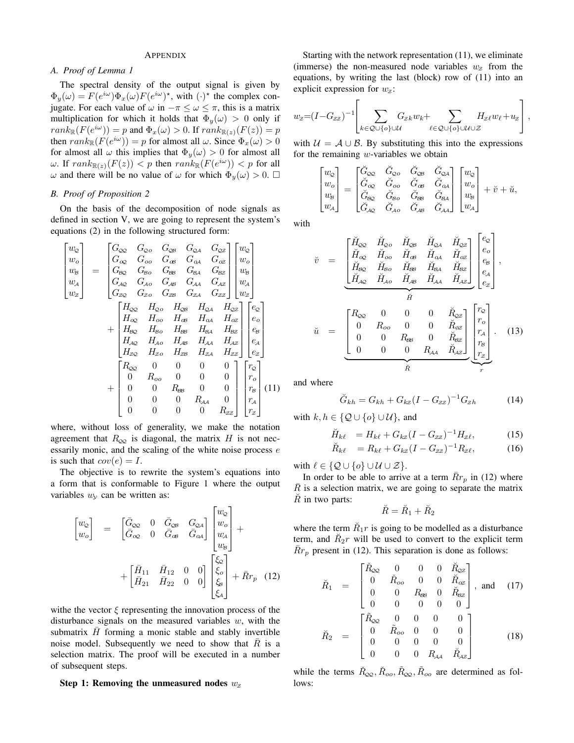## APPENDIX

### A. Proof of Lemma 1

The spectral density of the output signal is given by $\Phi_y(\omega) = F(e^{i\omega})\Phi_x(\omega)F(e^{i\omega})^\star$, with $(\cdot)^\star$ the complex conjugate. For each value of $\omega$ in $-\pi \leq \omega \leq \pi$, this is a matrix multiplication for which it holds that $\Phi_y(\omega) > 0$ only if $rank_{\mathbb{R}}(F(e^{i\omega})) = p$ and $\Phi_x(\omega) > 0$. If $rank_{\mathbb{R}(z)}(F(z)) = p$ then $rank_{\mathbb{R}}(F(e^{i\omega})) = p$ for almost all $\omega$. Since $\Phi_x(\omega) > 0$ for almost all $\omega$ this implies that $\Phi_y(\omega) > 0$ for almost all $\omega$. If $rank_{\mathbb{R}(z)}(F(z)) < p$ then $rank_{\mathbb{R}}(F(e^{i\omega})) < p$ for all $\omega$ and there will be no value of $\omega$ for which $\Phi_y(\omega) > 0$. $\square$

### B. Proof of Proposition 2

On the basis of the decomposition of node signals as defined in section V, we are going to represent the system's equations (2) in the following structured form:

$$
\begin{bmatrix} w_{\mathcal{Q}} \\ w_o \\ w_{\mathcal{B}} \\ w_{\mathcal{A}} \\ w_{\mathcal{Z}} \end{bmatrix} = \begin{bmatrix} G_{\mathcal{QQ}} & G_{\mathcal{Q}o} & G_{\mathcal{QB}} & G_{\mathcal{QA}} & G_{\mathcal{QZ}} \\ G_{o\mathcal{Q}} & G_{oo} & G_{o\mathcal{B}} & G_{o\mathcal{A}} & G_{o\mathcal{Z}} \\ G_{\mathcal{BQ}} & G_{\mathcal{B}o} & G_{\mathcal{BB}} & G_{\mathcal{BA}} & G_{\mathcal{BZ}} \\ G_{\mathcal{AQ}} & G_{\mathcal{A}o} & G_{\mathcal{AB}} & G_{\mathcal{AA}} & G_{\mathcal{AZ}} \\ G_{\mathcal{ZQ}} & G_{\mathcal{Z}o} & G_{\mathcal{ZB}} & G_{\mathcal{ZA}} & G_{\mathcal{ZZ}} \end{bmatrix} \begin{bmatrix} w_{\mathcal{Q}} \\ w_o \\ w_{\mathcal{B}} \\ w_{\mathcal{A}} \\ w_{\mathcal{Z}} \end{bmatrix} + \begin{bmatrix} H_{\mathcal{QQ}} & H_{\mathcal{Q}o} & H_{\mathcal{QB}} & H_{\mathcal{QA}} & H_{\mathcal{QZ}} \\ H_{o\mathcal{Q}} & H_{oo} & H_{o\mathcal{B}} & H_{o\mathcal{A}} & H_{o\mathcal{Z}} \\ H_{\mathcal{BQ}} & H_{\mathcal{B}o} & H_{\mathcal{BB}} & H_{\mathcal{BA}} & H_{\mathcal{BZ}} \\ H_{\mathcal{AQ}} & H_{\mathcal{A}o} & H_{\mathcal{AB}} & H_{\mathcal{AA}} & H_{\mathcal{AZ}} \\ H_{\mathcal{ZQ}} & H_{\mathcal{Z}o} & H_{\mathcal{ZB}} & H_{\mathcal{ZA}} & H_{\mathcal{ZZ}} \end{bmatrix} \begin{bmatrix} e_{\mathcal{Q}} \\ e_o \\ e_{\mathcal{B}} \\ e_{\mathcal{A}} \\ e_{\mathcal{Z}} \end{bmatrix} + \begin{bmatrix} R_{\mathcal{QQ}} & 0 & 0 & 0 & 0 \\ 0 & R_{oo} & 0 & 0 & 0 \\ 0 & 0 & R_{\mathcal{BB}} & 0 & 0 \\ 0 & 0 & 0 & R_{\mathcal{AA}} & 0 \\ 0 & 0 & 0 & 0 & R_{\mathcal{ZZ}} \end{bmatrix} \begin{bmatrix} r_{\mathcal{Q}} \\ r_o \\ r_{\mathcal{B}} \\ r_{\mathcal{A}} \\ r_{\mathcal{Z}} \end{bmatrix} \quad (11)
$$

where, without loss of generality, we make the notation agreement that $R_{\mathcal{QQ}}$ is diagonal, the matrix $H$ is not necessarily monic, and the scaling of the white noise process $e$ is such that $cov(e) = I$.

The objective is to rewrite the system's equations into a form that is conformable to Figure 1 where the output variables $w_{\mathcal{Y}}$ can be written as:

$$
\begin{bmatrix} w_{\mathcal{Q}} \\ w_o \end{bmatrix} = \begin{bmatrix} \bar{G}_{\mathcal{QQ}} & 0 & \bar{G}_{\mathcal{QB}} & G_{\mathcal{QA}} \\ \bar{G}_{o\mathcal{Q}} & 0 & \bar{G}_{o\mathcal{B}} & \bar{G}_{o\mathcal{A}} \end{bmatrix} \begin{bmatrix} w_{\mathcal{Q}} \\ w_o \\ w_{\mathcal{A}} \\ w_{\mathcal{B}} \end{bmatrix} + \begin{bmatrix} \bar{H}_{11} & \bar{H}_{12} & 0 & 0 \\ \bar{H}_{21} & \bar{H}_{22} & 0 & 0 \end{bmatrix} \begin{bmatrix} \xi_{\mathcal{Q}} \\ \xi_o \\ \xi_{\mathcal{B}} \\ \xi_{\mathcal{A}} \end{bmatrix} + \bar{R} r_p \quad (12)
$$

withe the vector $\xi$ representing the innovation process of the disturbance signals on the measured variables $w$, with the submatrix $\bar{H}$ forming a monic stable and stably invertible noise model. Subsequently we need to show that $\bar{R}$ is a selection matrix. The proof will be executed in a number of subsequent steps.

**Step 1: Removing the unmeasured nodes $w_{\mathcal{Z}}$**

Starting with the network representation (11), we eliminate (immerse) the non-measured node variables $w_{\mathcal{Z}}$ from the equations, by writing the last (block) row of (11) into an explicit expression for $w_{\mathcal{Z}}$:

$$
w_{\mathcal{Z}} = (I - G_{\mathcal{ZZ}})^{-1} \left[ \sum_{k \in \mathcal{Q} \cup \{o\} \cup \mathcal{U}} G_{\mathcal{Z}k} w_k + \sum_{\ell \in \mathcal{Q} \cup \{o\} \cup \mathcal{U} \cup \mathcal{Z}} H_{\mathcal{Z}\ell} w_\ell + u_{\mathcal{Z}} \right],
$$

with $\mathcal{U} = \mathcal{A} \cup \mathcal{B}$. By substituting this into the expressions for the remaining $w$-variables we obtain

$$
\begin{bmatrix} w_{\mathcal{Q}} \\ w_o \\ w_{\mathcal{B}} \\ w_{\mathcal{A}} \end{bmatrix} = \begin{bmatrix} \breve{G}_{\mathcal{QQ}} & \breve{G}_{\mathcal{Q}o} & \breve{G}_{\mathcal{QB}} & \breve{G}_{\mathcal{QA}} \\ \breve{G}_{o\mathcal{Q}} & \breve{G}_{oo} & \breve{G}_{o\mathcal{B}} & \breve{G}_{o\mathcal{A}} \\ \breve{G}_{\mathcal{BQ}} & \breve{G}_{\mathcal{B}o} & \breve{G}_{\mathcal{BB}} & \breve{G}_{\mathcal{BA}} \\ \breve{G}_{\mathcal{AQ}} & \breve{G}_{\mathcal{A}o} & \breve{G}_{\mathcal{AB}} & \breve{G}_{\mathcal{AA}} \end{bmatrix} \begin{bmatrix} w_{\mathcal{Q}} \\ w_o \\ w_{\mathcal{B}} \\ w_{\mathcal{A}} \end{bmatrix} + \breve{v} + \breve{u},
$$

with

$$
\breve{v} = \underbrace{\begin{bmatrix} \breve{H}_{\mathcal{QQ}} & \breve{H}_{\mathcal{Q}o} & \breve{H}_{\mathcal{QB}} & \breve{H}_{\mathcal{QA}} & \breve{H}_{\mathcal{QZ}} \\ \breve{H}_{o\mathcal{Q}} & \breve{H}_{oo} & \breve{H}_{o\mathcal{B}} & \breve{H}_{o\mathcal{A}} & \breve{H}_{o\mathcal{Z}} \\ \breve{H}_{\mathcal{BQ}} & \breve{H}_{\mathcal{B}o} & \breve{H}_{\mathcal{BB}} & \breve{H}_{\mathcal{BA}} & \breve{H}_{\mathcal{BZ}} \\ \breve{H}_{\mathcal{AQ}} & \breve{H}_{\mathcal{A}o} & \breve{H}_{\mathcal{AB}} & \breve{H}_{\mathcal{AA}} & \breve{H}_{\mathcal{AZ}} \end{bmatrix}}_{\breve{H}} \begin{bmatrix} e_{\mathcal{Q}} \\ e_o \\ e_{\mathcal{B}} \\ e_{\mathcal{A}} \\ e_{\mathcal{Z}} \end{bmatrix},
$$

$$
\breve{u} = \underbrace{\begin{bmatrix} R_{\mathcal{QQ}} & 0 & 0 & 0 & \breve{R}_{\mathcal{QZ}} \\ 0 & R_{oo} & 0 & 0 & \breve{R}_{o\mathcal{Z}} \\ 0 & 0 & R_{\mathcal{BB}} & 0 & \breve{R}_{\mathcal{BZ}} \\ 0 & 0 & 0 & R_{\mathcal{AA}} & \breve{R}_{\mathcal{AZ}} \end{bmatrix}}_{\breve{R}} \underbrace{\begin{bmatrix} r_{\mathcal{Q}} \\ r_o \\ r_{\mathcal{A}} \\ r_{\mathcal{B}} \\ r_{\mathcal{Z}} \end{bmatrix}}_{r}. \quad (13)
$$

and where

$$
\breve{G}_{kh} = G_{kh} + G_{k\mathcal{Z}}(I - G_{\mathcal{ZZ}})^{-1} G_{\mathcal{Z}h} \quad (14)
$$

with $k, h \in \{\mathcal{Q} \cup \{o\} \cup \mathcal{U}\}$, and

$$
\breve{H}_{k\ell} = H_{k\ell} + G_{k\mathcal{Z}}(I - G_{\mathcal{ZZ}})^{-1} H_{\mathcal{Z}\ell}, \quad (15)
$$

$$
\breve{R}_{k\ell} = R_{k\ell} + G_{k\mathcal{Z}}(I - G_{\mathcal{ZZ}})^{-1} R_{\mathcal{Z}\ell}, \quad (16)
$$

with $\ell \in \{\mathcal{Q} \cup \{o\} \cup \mathcal{U} \cup \mathcal{Z}\}$.

In order to be able to arrive at a term $\bar{R} r_p$ in (12) where $\bar{R}$ is a selection matrix, we are going to separate the matrix $\breve{R}$ in two parts:

$$
\breve{R} = \breve{R}_1 + \breve{R}_2
$$

where the term $\breve{R}_1 r$ is going to be modelled as a disturbance term, and $\breve{R}_2 r$ will be used to convert to the explicit term $\bar{R} r_p$ present in (12). This separation is done as follows:

$$
\breve{R}_1 = \begin{bmatrix} \breve{R}_{\mathcal{QQ}} & 0 & 0 & 0 & \breve{R}_{\mathcal{QZ}} \\ 0 & \breve{R}_{oo} & 0 & 0 & \breve{R}_{o\mathcal{Z}} \\ 0 & 0 & R_{\mathcal{BB}} & 0 & \breve{R}_{\mathcal{BZ}} \\ 0 & 0 & 0 & 0 & 0 \end{bmatrix}, \text{ and} \quad (17)
$$

$$
\breve{R}_2 = \begin{bmatrix} \tilde{R}_{\mathcal{QQ}} & 0 & 0 & 0 & 0 \\ 0 & \tilde{R}_{oo} & 0 & 0 & 0 \\ 0 & 0 & 0 & 0 & 0 \\ 0 & 0 & 0 & R_{\mathcal{AA}} & \breve{R}_{\mathcal{AZ}} \end{bmatrix} \quad (18)
$$

while the terms $\breve{R}_{\mathcal{QQ}}, \breve{R}_{oo}, \tilde{R}_{\mathcal{QQ}}, \tilde{R}_{oo}$ are determined as follows: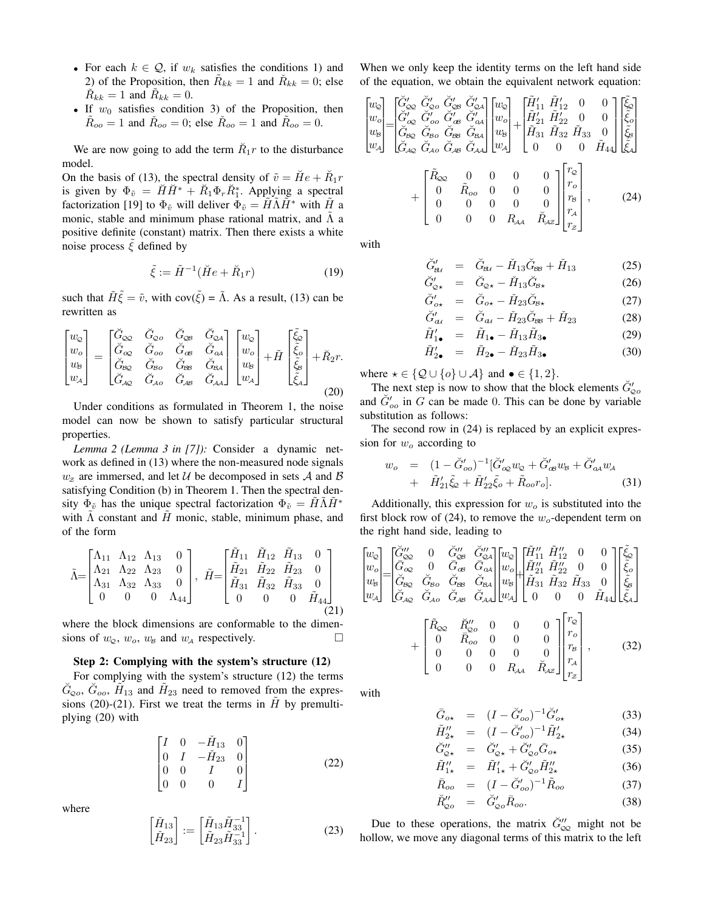- For each $k \in \mathcal{Q}$, if $w_k$ satisfies the conditions 1) and 2) of the Proposition, then $\tilde{R}_{kk} = 1$ and $\breve{R}_{kk} = 0$; else $\breve{R}_{kk} = 1$ and $\tilde{R}_{kk} = 0$.
- If $w_0$ satisfies condition 3) of the Proposition, then $\tilde{R}_{oo} = 1$ and $\breve{R}_{oo} = 0$; else $\breve{R}_{oo} = 1$ and $\tilde{R}_{oo} = 0$.

We are now going to add the term $\breve{R}_1 r$ to the disturbance model.

On the basis of (13), the spectral density of $\tilde{v} = \breve{H}e + \breve{R}_1 r$ is given by $\Phi_{\tilde{v}} = \breve{H}\breve{H}^* + \breve{R}_1 \Phi_r \breve{R}_1^*$. Applying a spectral factorization [19] to $\Phi_{\tilde{v}}$ will deliver $\Phi_{\tilde{v}} = \tilde{H}\tilde{\Lambda}\tilde{H}^*$ with $\tilde{H}$ a monic, stable and minimum phase rational matrix, and $\tilde{\Lambda}$ a positive definite (constant) matrix. Then there exists a white noise process $\tilde{\xi}$ defined by

$$\tilde{\xi} := \tilde{H}^{-1}(\breve{H}e + \breve{R}_1 r) \tag{19}$$

such that $\tilde{H}\tilde{\xi} = \tilde{v}$, with $\text{cov}(\tilde{\xi}) = \tilde{\Lambda}$. As a result, (13) can be rewritten as

$$\begin{bmatrix} w_{\mathcal{Q}} \\ w_o \\ w_{\mathcal{B}} \\ w_{\mathcal{A}} \end{bmatrix} = \begin{bmatrix} \breve{G}_{\mathcal{Q}\mathcal{Q}} & \breve{G}_{\mathcal{Q}o} & \breve{G}_{\mathcal{Q}\mathcal{B}} & \breve{G}_{\mathcal{Q}\mathcal{A}} \\ \breve{G}_{o\mathcal{Q}} & \breve{G}_{oo} & \breve{G}_{o\mathcal{B}} & \breve{G}_{o\mathcal{A}} \\ \breve{G}_{\mathcal{B}\mathcal{Q}} & \breve{G}_{\mathcal{B}o} & \breve{G}_{\mathcal{B}\mathcal{B}} & \breve{G}_{\mathcal{B}\mathcal{A}} \\ \breve{G}_{\mathcal{A}\mathcal{Q}} & \breve{G}_{\mathcal{A}o} & \breve{G}_{\mathcal{A}\mathcal{B}} & \breve{G}_{\mathcal{A}\mathcal{A}} \end{bmatrix} \begin{bmatrix} w_{\mathcal{Q}} \\ w_o \\ w_{\mathcal{B}} \\ w_{\mathcal{A}} \end{bmatrix} + \tilde{H} \begin{bmatrix} \tilde{\xi}_{\mathcal{Q}} \\ \tilde{\xi}_o \\ \tilde{\xi}_{\mathcal{B}} \\ \tilde{\xi}_{\mathcal{A}} \end{bmatrix} + \breve{R}_2 r. \tag{20}$$

Under conditions as formulated in Theorem 1, the noise model can now be shown to satisfy particular structural properties.

*Lemma 2 (Lemma 3 in [7]):* Consider a dynamic network as defined in (13) where the non-measured node signals $w_{\mathcal{Z}}$ are immersed, and let $\mathcal{U}$ be decomposed in sets $\mathcal{A}$ and $\mathcal{B}$ satisfying Condition (b) in Theorem 1. Then the spectral density $\Phi_{\tilde{v}}$ has the unique spectral factorization $\Phi_{\tilde{v}} = \tilde{H}\tilde{\Lambda}\tilde{H}^*$ with $\tilde{\Lambda}$ constant and $\tilde{H}$ monic, stable, minimum phase, and of the form

$$\tilde{\Lambda} = \begin{bmatrix} \Lambda_{11} & \Lambda_{12} & \Lambda_{13} & 0 \\ \Lambda_{21} & \Lambda_{22} & \Lambda_{23} & 0 \\ \Lambda_{31} & \Lambda_{32} & \Lambda_{33} & 0 \\ 0 & 0 & 0 & \Lambda_{44} \end{bmatrix}, \quad \tilde{H} = \begin{bmatrix} \tilde{H}_{11} & \tilde{H}_{12} & \tilde{H}_{13} & 0 \\ \tilde{H}_{21} & \tilde{H}_{22} & \tilde{H}_{23} & 0 \\ \tilde{H}_{31} & \tilde{H}_{32} & \tilde{H}_{33} & 0 \\ 0 & 0 & 0 & \tilde{H}_{44} \end{bmatrix} \tag{21}$$

where the block dimensions are conformable to the dimensions of $w_{\mathcal{Q}}$, $w_o$, $w_{\mathcal{B}}$ and $w_{\mathcal{A}}$ respectively. □

**Step 2: Complying with the system's structure (12)**

For complying with the system's structure (12) the terms $\breve{G}_{\mathcal{Q}o}$, $\breve{G}_{oo}$, $\tilde{H}_{13}$ and $\tilde{H}_{23}$ need to removed from the expressions (20)-(21). First we treat the terms in $\tilde{H}$ by premultiplying (20) with

$$\begin{bmatrix} I & 0 & -\breve{H}_{13} & 0 \\ 0 & I & -\breve{H}_{23} & 0 \\ 0 & 0 & I & 0 \\ 0 & 0 & 0 & I \end{bmatrix} \tag{22}$$

where

$$\begin{bmatrix} \breve{H}_{13} \\ \breve{H}_{23} \end{bmatrix} := \begin{bmatrix} \tilde{H}_{13}\tilde{H}_{33}^{-1} \\ \tilde{H}_{23}\tilde{H}_{33}^{-1} \end{bmatrix}. \tag{23}$$

When we only keep the identity terms on the left hand side of the equation, we obtain the equivalent network equation:

$$\begin{bmatrix} w_{\mathcal{Q}} \\ w_o \\ w_{\mathcal{B}} \\ w_{\mathcal{A}} \end{bmatrix} = \begin{bmatrix} \breve{G}'_{\mathcal{Q}\mathcal{Q}} & \breve{G}'_{\mathcal{Q}o} & \breve{G}'_{\mathcal{Q}\mathcal{B}} & \breve{G}'_{\mathcal{Q}\mathcal{A}} \\ \breve{G}'_{o\mathcal{Q}} & \breve{G}'_{oo} & \breve{G}'_{o\mathcal{B}} & \breve{G}'_{o\mathcal{A}} \\ \breve{G}_{\mathcal{B}\mathcal{Q}} & \breve{G}_{\mathcal{B}o} & \breve{G}_{\mathcal{B}\mathcal{B}} & \breve{G}_{\mathcal{B}\mathcal{A}} \\ \breve{G}_{\mathcal{A}\mathcal{Q}} & \breve{G}_{\mathcal{A}o} & \breve{G}_{\mathcal{A}\mathcal{B}} & \breve{G}_{\mathcal{A}\mathcal{A}} \end{bmatrix} \begin{bmatrix} w_{\mathcal{Q}} \\ w_o \\ w_{\mathcal{B}} \\ w_{\mathcal{A}} \end{bmatrix} + \begin{bmatrix} \tilde{H}'_{11} & \tilde{H}'_{12} & 0 & 0 \\ \tilde{H}'_{21} & \tilde{H}'_{22} & 0 & 0 \\ \tilde{H}_{31} & \tilde{H}_{32} & \tilde{H}_{33} & 0 \\ 0 & 0 & 0 & \tilde{H}_{44} \end{bmatrix} \begin{bmatrix} \tilde{\xi}_{\mathcal{Q}} \\ \tilde{\xi}_o \\ \tilde{\xi}_{\mathcal{B}} \\ \tilde{\xi}_{\mathcal{A}} \end{bmatrix}$$
$$+ \begin{bmatrix} \tilde{R}_{\mathcal{Q}\mathcal{Q}} & 0 & 0 & 0 & 0 \\ 0 & \tilde{R}_{oo} & 0 & 0 & 0 \\ 0 & 0 & 0 & 0 & 0 \\ 0 & 0 & 0 & R_{\mathcal{A}\mathcal{A}} & \breve{R}_{\mathcal{A}\mathcal{Z}} \end{bmatrix} \begin{bmatrix} r_{\mathcal{Q}} \\ r_o \\ r_{\mathcal{B}} \\ r_{\mathcal{A}} \\ r_{\mathcal{Z}} \end{bmatrix}, \tag{24}$$

with

$$\breve{G}'_{\mathcal{B}\mathcal{B}} = \breve{G}_{\mathcal{B}\mathcal{B}} - \breve{H}_{13}\breve{G}_{\mathcal{B}\mathcal{B}} + \breve{H}_{13} \tag{25}$$
$$\breve{G}'_{\mathcal{Q}\star} = \breve{G}_{\mathcal{Q}\star} - \breve{H}_{13}\breve{G}_{\mathcal{B}\star} \tag{26}$$
$$\breve{G}'_{o\star} = \breve{G}_{o\star} - \breve{H}_{23}\breve{G}_{\mathcal{B}\star} \tag{27}$$
$$\breve{G}'_{o\mathcal{B}} = \breve{G}_{o\mathcal{B}} - \breve{H}_{23}\breve{G}_{\mathcal{B}\mathcal{B}} + \breve{H}_{23} \tag{28}$$
$$\tilde{H}'_{1\bullet} = \tilde{H}_{1\bullet} - \breve{H}_{13}\tilde{H}_{3\bullet} \tag{29}$$
$$\tilde{H}'_{2\bullet} = \tilde{H}_{2\bullet} - \breve{H}_{23}\tilde{H}_{3\bullet} \tag{30}$$

where $\star \in \{\mathcal{Q} \cup \{o\} \cup \mathcal{A}\}$ and $\bullet \in \{1, 2\}$.

The next step is now to show that the block elements $\breve{G}'_{\mathcal{Q}o}$ and $\breve{G}'_{oo}$ in $G$ can be made 0. This can be done by variable substitution as follows:

The second row in (24) is replaced by an explicit expression for $w_o$ according to

$$\begin{aligned} w_o &= (1 - \breve{G}'_{oo})^{-1}[\breve{G}'_{o\mathcal{Q}} w_{\mathcal{Q}} + \breve{G}'_{o\mathcal{B}} w_{\mathcal{B}} + \breve{G}'_{o\mathcal{A}} w_{\mathcal{A}} \\ &\quad + \tilde{H}'_{21}\tilde{\xi}_{\mathcal{Q}} + \tilde{H}'_{22}\tilde{\xi}_o + \tilde{R}_{oo} r_o]. \end{aligned} \tag{31}$$

Additionally, this expression for $w_o$ is substituted into the first block row of (24), to remove the $w_o$-dependent term on the right hand side, leading to

$$\begin{bmatrix} w_{\mathcal{Q}} \\ w_o \\ w_{\mathcal{B}} \\ w_{\mathcal{A}} \end{bmatrix} = \begin{bmatrix} \breve{G}''_{\mathcal{Q}\mathcal{Q}} & 0 & \breve{G}''_{\mathcal{Q}\mathcal{B}} & \breve{G}''_{\mathcal{Q}\mathcal{A}} \\ \bar{G}_{o\mathcal{Q}} & 0 & \bar{G}_{o\mathcal{B}} & \bar{G}_{o\mathcal{A}} \\ \breve{G}_{\mathcal{B}\mathcal{Q}} & \breve{G}_{\mathcal{B}o} & \breve{G}_{\mathcal{B}\mathcal{B}} & \breve{G}_{\mathcal{B}\mathcal{A}} \\ \breve{G}_{\mathcal{A}\mathcal{Q}} & \breve{G}_{\mathcal{A}o} & \breve{G}_{\mathcal{A}\mathcal{B}} & \breve{G}_{\mathcal{A}\mathcal{A}} \end{bmatrix} \begin{bmatrix} w_{\mathcal{Q}} \\ w_o \\ w_{\mathcal{B}} \\ w_{\mathcal{A}} \end{bmatrix} + \begin{bmatrix} \tilde{H}''_{11} & \tilde{H}''_{12} & 0 & 0 \\ \tilde{H}''_{21} & \tilde{H}''_{22} & 0 & 0 \\ \tilde{H}_{31} & \tilde{H}_{32} & \tilde{H}_{33} & 0 \\ 0 & 0 & 0 & \tilde{H}_{44} \end{bmatrix} \begin{bmatrix} \tilde{\xi}_{\mathcal{Q}} \\ \tilde{\xi}_o \\ \tilde{\xi}_{\mathcal{B}} \\ \tilde{\xi}_{\mathcal{A}} \end{bmatrix}$$
$$+ \begin{bmatrix} \tilde{R}_{\mathcal{Q}\mathcal{Q}} & \breve{R}''_{\mathcal{Q}o} & 0 & 0 & 0 \\ 0 & \bar{R}_{oo} & 0 & 0 & 0 \\ 0 & 0 & 0 & 0 & 0 \\ 0 & 0 & 0 & R_{\mathcal{A}\mathcal{A}} & \breve{R}_{\mathcal{A}\mathcal{Z}} \end{bmatrix} \begin{bmatrix} r_{\mathcal{Q}} \\ r_o \\ r_{\mathcal{B}} \\ r_{\mathcal{A}} \\ r_{\mathcal{Z}} \end{bmatrix}, \tag{32}$$

with

$$\bar{G}_{o\star} = (I - \breve{G}'_{oo})^{-1}\breve{G}'_{o\star} \tag{33}$$
$$\tilde{H}''_{2\star} = (I - \breve{G}'_{oo})^{-1}\tilde{H}'_{2\star} \tag{34}$$
$$\breve{G}''_{\mathcal{Q}\star} = \breve{G}'_{\mathcal{Q}\star} + \breve{G}'_{\mathcal{Q}o}\bar{G}_{o\star} \tag{35}$$
$$\tilde{H}''_{1\star} = \tilde{H}'_{1\star} + \breve{G}'_{\mathcal{Q}o}\tilde{H}''_{2\star} \tag{36}$$
$$\bar{R}_{oo} = (I - \breve{G}'_{oo})^{-1}\tilde{R}_{oo} \tag{37}$$
$$\breve{R}''_{\mathcal{Q}o} = \breve{G}'_{\mathcal{Q}o}\bar{R}_{oo}. \tag{38}$$

Due to these operations, the matrix $\breve{G}''_{\mathcal{Q}\mathcal{Q}}$ might not be hollow, we move any diagonal terms of this matrix to the left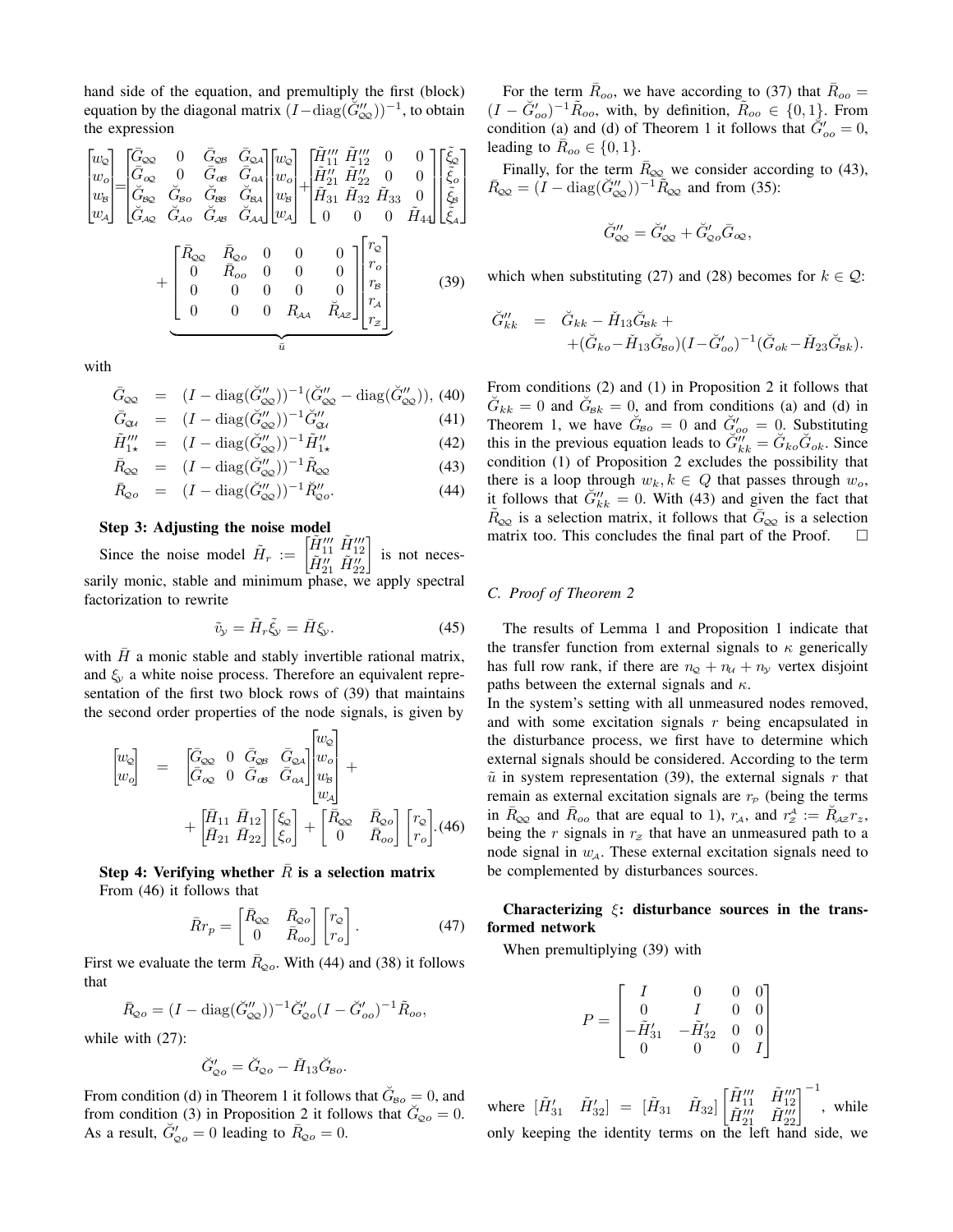hand side of the equation, and premultiply the first (block) equation by the diagonal matrix $(I-\text{diag}(\breve{G}''_{\mathcal{QQ}}))^{-1}$, to obtain the expression

$$\begin{bmatrix}w_{\mathcal{Q}}\\w_o\\w_{\mathcal{B}}\\w_{\mathcal{A}}\end{bmatrix}=\begin{bmatrix}\bar{G}_{\mathcal{QQ}} & 0 & \bar{G}_{\mathcal{QB}} & \bar{G}_{\mathcal{QA}}\\\breve{G}_{o\mathcal{Q}} & 0 & \breve{G}_{o\mathcal{B}} & \breve{G}_{o\mathcal{A}}\\\breve{G}_{\mathcal{BQ}} & \breve{G}_{\mathcal{B}o} & \breve{G}_{\mathcal{BB}} & \breve{G}_{\mathcal{BA}}\\\breve{G}_{\mathcal{AQ}} & \breve{G}_{\mathcal{A}o} & \breve{G}_{\mathcal{AB}} & \breve{G}_{\mathcal{AA}}\end{bmatrix}\begin{bmatrix}w_{\mathcal{Q}}\\w_o\\w_{\mathcal{B}}\\w_{\mathcal{A}}\end{bmatrix}+\begin{bmatrix}\tilde{H}'''_{11} & \tilde{H}'''_{12} & 0 & 0\\\tilde{H}''_{21} & \tilde{H}''_{22} & 0 & 0\\\tilde{H}_{31} & \tilde{H}_{32} & \tilde{H}_{33} & 0\\0 & 0 & 0 & \tilde{H}_{44}\end{bmatrix}\begin{bmatrix}\tilde{\xi}_{\mathcal{Q}}\\\tilde{\xi}_o\\\tilde{\xi}_{\mathcal{B}}\\\tilde{\xi}_{\mathcal{A}}\end{bmatrix}$$
$$+\underbrace{\begin{bmatrix}\bar{R}_{\mathcal{QQ}} & \bar{R}_{\mathcal{Q}o} & 0 & 0 & 0\\0 & \bar{R}_{oo} & 0 & 0 & 0\\0 & 0 & 0 & 0 & 0\\0 & 0 & 0 & R_{\mathcal{AA}} & \breve{R}_{\mathcal{AZ}}\end{bmatrix}\begin{bmatrix}r_{\mathcal{Q}}\\r_o\\r_{\mathcal{B}}\\r_{\mathcal{A}}\\r_{\mathcal{Z}}\end{bmatrix}}_{\bar{u}} \tag{39}$$

with

$$\bar{G}_{\mathcal{QQ}} = (I-\text{diag}(\breve{G}''_{\mathcal{QQ}}))^{-1}(\breve{G}''_{\mathcal{QQ}}-\text{diag}(\breve{G}''_{\mathcal{QQ}})), \tag{40}$$
$$\bar{G}_{\mathcal{QU}} = (I-\text{diag}(\breve{G}''_{\mathcal{QQ}}))^{-1}\breve{G}''_{\mathcal{QU}} \tag{41}$$
$$\tilde{H}'''_{1\star} = (I-\text{diag}(\breve{G}''_{\mathcal{QQ}}))^{-1}\tilde{H}''_{1\star} \tag{42}$$
$$\bar{R}_{\mathcal{QQ}} = (I-\text{diag}(\breve{G}''_{\mathcal{QQ}}))^{-1}\tilde{R}_{\mathcal{QQ}} \tag{43}$$
$$\bar{R}_{\mathcal{Q}o} = (I-\text{diag}(\breve{G}''_{\mathcal{QQ}}))^{-1}\breve{R}''_{\mathcal{Q}o}. \tag{44}$$

**Step 3: Adjusting the noise model**

Since the noise model $\tilde{H}_r := \begin{bmatrix}\tilde{H}'''_{11} & \tilde{H}'''_{12}\\\tilde{H}''_{21} & \tilde{H}''_{22}\end{bmatrix}$ is not necessarily monic, stable and minimum phase, we apply spectral factorization to rewrite

$$\tilde{v}_{\mathcal{Y}} = \tilde{H}_r\tilde{\xi}_{\mathcal{Y}} = \bar{H}\xi_{\mathcal{Y}}. \tag{45}$$

with $\bar{H}$ a monic stable and stably invertible rational matrix, and $\xi_{\mathcal{Y}}$ a white noise process. Therefore an equivalent representation of the first two block rows of (39) that maintains the second order properties of the node signals, is given by

$$\begin{bmatrix}w_{\mathcal{Q}}\\w_o\end{bmatrix} = \begin{bmatrix}\bar{G}_{\mathcal{QQ}} & 0 & \bar{G}_{\mathcal{QB}} & \bar{G}_{\mathcal{QA}}\\\breve{G}_{o\mathcal{Q}} & 0 & \breve{G}_{o\mathcal{B}} & \breve{G}_{o\mathcal{A}}\end{bmatrix}\begin{bmatrix}w_{\mathcal{Q}}\\w_o\\w_{\mathcal{B}}\\w_{\mathcal{A}}\end{bmatrix}+$$
$$+\begin{bmatrix}\bar{H}_{11} & \bar{H}_{12}\\\bar{H}_{21} & \bar{H}_{22}\end{bmatrix}\begin{bmatrix}\xi_{\mathcal{Q}}\\\xi_o\end{bmatrix}+\begin{bmatrix}\bar{R}_{\mathcal{QQ}} & \bar{R}_{\mathcal{Q}o}\\0 & \bar{R}_{oo}\end{bmatrix}\begin{bmatrix}r_{\mathcal{Q}}\\r_o\end{bmatrix}. \tag{46}$$

**Step 4: Verifying whether $\bar{R}$ is a selection matrix**

From (46) it follows that

$$\bar{R}r_p = \begin{bmatrix}\bar{R}_{\mathcal{QQ}} & \bar{R}_{\mathcal{Q}o}\\0 & \bar{R}_{oo}\end{bmatrix}\begin{bmatrix}r_{\mathcal{Q}}\\r_o\end{bmatrix}. \tag{47}$$

First we evaluate the term $\bar{R}_{\mathcal{Q}o}$. With (44) and (38) it follows that

$$\bar{R}_{\mathcal{Q}o} = (I-\text{diag}(\breve{G}''_{\mathcal{QQ}}))^{-1}\breve{G}'_{\mathcal{Q}o}(I-\breve{G}'_{oo})^{-1}\tilde{R}_{oo},$$

while with (27):

$$\breve{G}'_{\mathcal{Q}o} = \breve{G}_{\mathcal{Q}o}-\tilde{H}_{13}\breve{G}_{\mathcal{B}o}.$$

From condition (d) in Theorem 1 it follows that $\breve{G}_{\mathcal{B}o}=0$, and from condition (3) in Proposition 2 it follows that $\breve{G}_{\mathcal{Q}o}=0$. As a result, $\breve{G}'_{\mathcal{Q}o}=0$ leading to $\bar{R}_{\mathcal{Q}o}=0$.

For the term $\bar{R}_{oo}$, we have according to (37) that $\bar{R}_{oo} = (I-\breve{G}'_{oo})^{-1}\tilde{R}_{oo}$, with, by definition, $\tilde{R}_{oo}\in\{0,1\}$. From condition (a) and (d) of Theorem 1 it follows that $\breve{G}'_{oo}=0$, leading to $\bar{R}_{oo}\in\{0,1\}$.

Finally, for the term $\bar{R}_{\mathcal{QQ}}$ we consider according to (43), $\bar{R}_{\mathcal{QQ}} = (I-\text{diag}(\breve{G}''_{\mathcal{QQ}}))^{-1}\tilde{R}_{\mathcal{QQ}}$ and from (35):

$$\breve{G}''_{\mathcal{QQ}} = \breve{G}'_{\mathcal{QQ}}+\breve{G}'_{\mathcal{Q}o}\bar{G}_{o\mathcal{Q}},$$

which when substituting (27) and (28) becomes for $k\in\mathcal{Q}$:

$$\breve{G}''_{kk} = \breve{G}_{kk}-\tilde{H}_{13}\breve{G}_{\mathcal{B}k}+$$
$$+(\breve{G}_{ko}-\tilde{H}_{13}\breve{G}_{\mathcal{B}o})(I-\breve{G}'_{oo})^{-1}(\breve{G}_{ok}-\tilde{H}_{23}\breve{G}_{\mathcal{B}k}).$$

From conditions (2) and (1) in Proposition 2 it follows that $\breve{G}_{kk}=0$ and $\breve{G}_{\mathcal{B}k}=0$, and from conditions (a) and (d) in Theorem 1, we have $\breve{G}_{\mathcal{B}o}=0$ and $\breve{G}'_{oo}=0$. Substituting this in the previous equation leads to $\breve{G}''_{kk}=\breve{G}_{ko}\breve{G}_{ok}$. Since condition (1) of Proposition 2 excludes the possibility that there is a loop through $w_k, k\in Q$ that passes through $w_o$, it follows that $\breve{G}''_{kk}=0$. With (43) and given the fact that $\tilde{R}_{\mathcal{QQ}}$ is a selection matrix, it follows that $\bar{G}_{\mathcal{QQ}}$ is a selection matrix too. This concludes the final part of the Proof. $\square$

### C. Proof of Theorem 2

The results of Lemma 1 and Proposition 1 indicate that the transfer function from external signals to $\kappa$ generically has full row rank, if there are $n_{\mathcal{Q}}+n_{\mathcal{U}}+n_{\mathcal{Y}}$ vertex disjoint paths between the external signals and $\kappa$.

In the system's setting with all unmeasured nodes removed, and with some excitation signals $r$ being encapsulated in the disturbance process, we first have to determine which external signals should be considered. According to the term $\bar{u}$ in system representation (39), the external signals $r$ that remain as external excitation signals are $r_{\mathcal{P}}$ (being the terms in $\bar{R}_{\mathcal{QQ}}$ and $\bar{R}_{oo}$ that are equal to 1), $r_{\mathcal{A}}$, and $r_{\mathcal{Z}}^{\mathcal{A}} := \breve{R}_{\mathcal{AZ}}r_z$, being the $r$ signals in $r_{\mathcal{Z}}$ that have an unmeasured path to a node signal in $w_{\mathcal{A}}$. These external excitation signals need to be complemented by disturbances sources.

**Characterizing $\xi$: disturbance sources in the transformed network**

When premultiplying (39) with

$$P = \begin{bmatrix}I & 0 & 0 & 0\\0 & I & 0 & 0\\-\tilde{H}'_{31} & -\tilde{H}'_{32} & 0 & 0\\0 & 0 & 0 & I\end{bmatrix}$$

where $\begin{bmatrix}\tilde{H}'_{31} & \tilde{H}'_{32}\end{bmatrix} = \begin{bmatrix}\tilde{H}_{31} & \tilde{H}_{32}\end{bmatrix}\begin{bmatrix}\tilde{H}'''_{11} & \tilde{H}'''_{12}\\\tilde{H}'''_{21} & \tilde{H}'''_{22}\end{bmatrix}^{-1}$, while only keeping the identity terms on the left hand side, we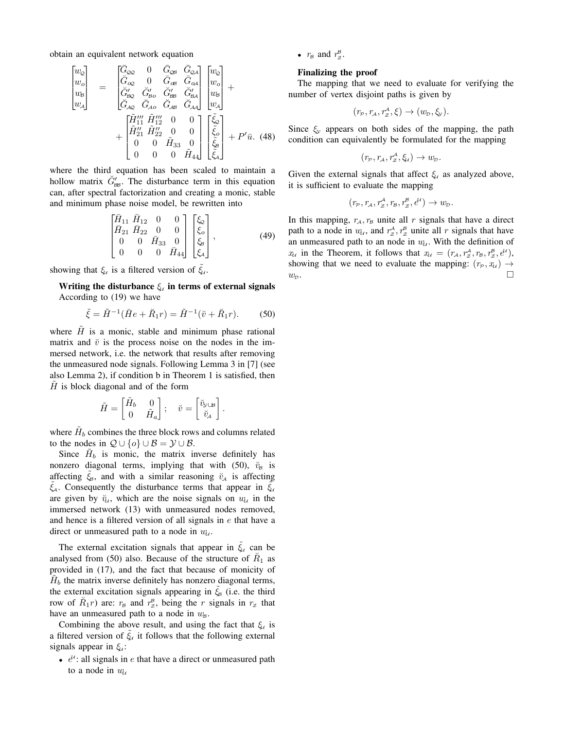obtain an equivalent network equation

$$
\begin{bmatrix} w_{\mathcal{Q}} \\ w_o \\ w_{\mathcal{B}} \\ w_{\mathcal{A}} \end{bmatrix} = \begin{bmatrix} \bar{G}_{\mathcal{Q}\mathcal{Q}} & 0 & \bar{G}_{\mathcal{Q}\mathcal{B}} & \bar{G}_{\mathcal{Q}\mathcal{A}} \\ \bar{G}_{o\mathcal{Q}} & 0 & \bar{G}_{o\mathcal{B}} & \bar{G}_{o\mathcal{A}} \\ \breve{G}'_{\mathcal{B}\mathcal{Q}} & \breve{G}'_{\mathcal{B}o} & \breve{G}'_{\mathcal{B}\mathcal{B}} & \breve{G}'_{\mathcal{B}\mathcal{A}} \\ \breve{G}_{\mathcal{A}\mathcal{Q}} & \breve{G}_{\mathcal{A}o} & \breve{G}_{\mathcal{A}\mathcal{B}} & \breve{G}_{\mathcal{A}\mathcal{A}} \end{bmatrix} \begin{bmatrix} w_{\mathcal{Q}} \\ w_o \\ w_{\mathcal{B}} \\ w_{\mathcal{A}} \end{bmatrix} + \\
+ \begin{bmatrix} \tilde{H}'''_{11} & \tilde{H}'''_{12} & 0 & 0 \\ \tilde{H}''_{21} & \tilde{H}''_{22} & 0 & 0 \\ 0 & 0 & \tilde{H}_{33} & 0 \\ 0 & 0 & 0 & \tilde{H}_{44} \end{bmatrix} \begin{bmatrix} \tilde{\xi}_{\mathcal{Q}} \\ \tilde{\xi}_o \\ \tilde{\xi}_{\mathcal{B}} \\ \tilde{\xi}_{\mathcal{A}} \end{bmatrix} + P'\bar{u}. \quad (48)
$$

where the third equation has been scaled to maintain a hollow matrix $\breve{G}'_{\mathcal{B}\mathcal{B}}$. The disturbance term in this equation can, after spectral factorization and creating a monic, stable and minimum phase noise model, be rewritten into

$$
\begin{bmatrix} \bar{H}_{11} & \bar{H}_{12} & 0 & 0 \\ \bar{H}_{21} & \bar{H}_{22} & 0 & 0 \\ 0 & 0 & \bar{H}_{33} & 0 \\ 0 & 0 & 0 & \bar{H}_{44} \end{bmatrix} \begin{bmatrix} \xi_{\mathcal{Q}} \\ \xi_o \\ \xi_{\mathcal{B}} \\ \xi_{\mathcal{A}} \end{bmatrix}, \quad (49)
$$

showing that $\xi_{\mathcal{U}}$ is a filtered version of $\tilde{\xi}_{\mathcal{U}}$.

**Writing the disturbance $\xi_{\mathcal{U}}$ in terms of external signals**
According to (19) we have

$$
\tilde{\xi} = \tilde{H}^{-1}(\breve{H}e + \breve{R}_1 r) = \tilde{H}^{-1}(\breve{v} + \breve{R}_1 r). \quad (50)
$$

where $\tilde{H}$ is a monic, stable and minimum phase rational matrix and $\breve{v}$ is the process noise on the nodes in the immersed network, i.e. the network that results after removing the unmeasured node signals. Following Lemma 3 in [7] (see also Lemma 2), if condition b in Theorem 1 is satisfied, then $\tilde{H}$ is block diagonal and of the form

$$
\tilde{H} = \begin{bmatrix} \tilde{H}_b & 0 \\ 0 & \tilde{H}_a \end{bmatrix}; \quad \breve{v} = \begin{bmatrix} \breve{v}_{\mathcal{Y}\cup\mathcal{B}} \\ \breve{v}_{\mathcal{A}} \end{bmatrix}.
$$

where $\tilde{H}_b$ combines the three block rows and columns related to the nodes in $\mathcal{Q} \cup \{o\} \cup \mathcal{B} = \mathcal{Y} \cup \mathcal{B}$.

Since $\tilde{H}_b$ is monic, the matrix inverse definitely has nonzero diagonal terms, implying that with (50), $\breve{v}_{\mathcal{B}}$ is affecting $\tilde{\xi}_{\mathcal{B}}$, and with a similar reasoning $\breve{v}_{\mathcal{A}}$ is affecting $\tilde{\xi}_{\mathcal{A}}$. Consequently the disturbance terms that appear in $\tilde{\xi}_{\mathcal{U}}$ are given by $\breve{v}_{\mathcal{U}}$, which are the noise signals on $w_{\mathcal{U}}$ in the immersed network (13) with unmeasured nodes removed, and hence is a filtered version of all signals in $e$ that have a direct or unmeasured path to a node in $w_{\mathcal{U}}$.

The external excitation signals that appear in $\tilde{\xi}_{\mathcal{U}}$ can be analysed from (50) also. Because of the structure of $\breve{R}_1$ as provided in (17), and the fact that because of monicity of $\tilde{H}_b$ the matrix inverse definitely has nonzero diagonal terms, the external excitation signals appearing in $\tilde{\xi}_{\mathcal{B}}$ (i.e. the third row of $\breve{R}_1 r$) are: $r_{\mathcal{B}}$ and $r_{\mathcal{Z}}^{\mathcal{B}}$, being the $r$ signals in $r_{\mathcal{Z}}$ that have an unmeasured path to a node in $w_{\mathcal{B}}$.

Combining the above result, and using the fact that $\xi_{\mathcal{U}}$ is a filtered version of $\tilde{\xi}_{\mathcal{U}}$ it follows that the following external signals appear in $\xi_{\mathcal{U}}$:

- $e^{\mathcal{U}}$: all signals in $e$ that have a direct or unmeasured path to a node in $w_{\mathcal{U}}$
- $r_{\mathcal{B}}$ and $r_{\mathcal{Z}}^{\mathcal{B}}$.

**Finalizing the proof**
The mapping that we need to evaluate for verifying the number of vertex disjoint paths is given by

$$
(r_{\mathcal{P}}, r_{\mathcal{A}}, r_{\mathcal{Z}}^{\mathcal{A}}, \xi) \rightarrow (w_{\mathcal{D}}, \xi_{\mathcal{Y}}).
$$

Since $\xi_{\mathcal{Y}}$ appears on both sides of the mapping, the path condition can equivalently be formulated for the mapping

$$
(r_{\mathcal{P}}, r_{\mathcal{A}}, r_{\mathcal{Z}}^{\mathcal{A}}, \xi_{\mathcal{U}}) \rightarrow w_{\mathcal{D}}.
$$

Given the external signals that affect $\xi_{\mathcal{U}}$ as analyzed above, it is sufficient to evaluate the mapping

$$
(r_{\mathcal{P}}, r_{\mathcal{A}}, r_{\mathcal{Z}}^{\mathcal{A}}, r_{\mathcal{B}}, r_{\mathcal{Z}}^{\mathcal{B}}, e^{\mathcal{U}}) \rightarrow w_{\mathcal{D}}.
$$

In this mapping, $r_{\mathcal{A}}, r_{\mathcal{B}}$ unite all $r$ signals that have a direct path to a node in $w_{\mathcal{U}}$, and $r_{\mathcal{Z}}^{\mathcal{A}}, r_{\mathcal{Z}}^{\mathcal{B}}$ unite all $r$ signals that have an unmeasured path to an node in $w_{\mathcal{U}}$. With the definition of $x_{\mathcal{U}}$ in the Theorem, it follows that $x_{\mathcal{U}} = (r_{\mathcal{A}}, r_{\mathcal{Z}}^{\mathcal{A}}, r_{\mathcal{B}}, r_{\mathcal{Z}}^{\mathcal{B}}, e^{\mathcal{U}})$, showing that we need to evaluate the mapping: $(r_{\mathcal{P}}, x_{\mathcal{U}}) \rightarrow w_{\mathcal{D}}$. $\square$